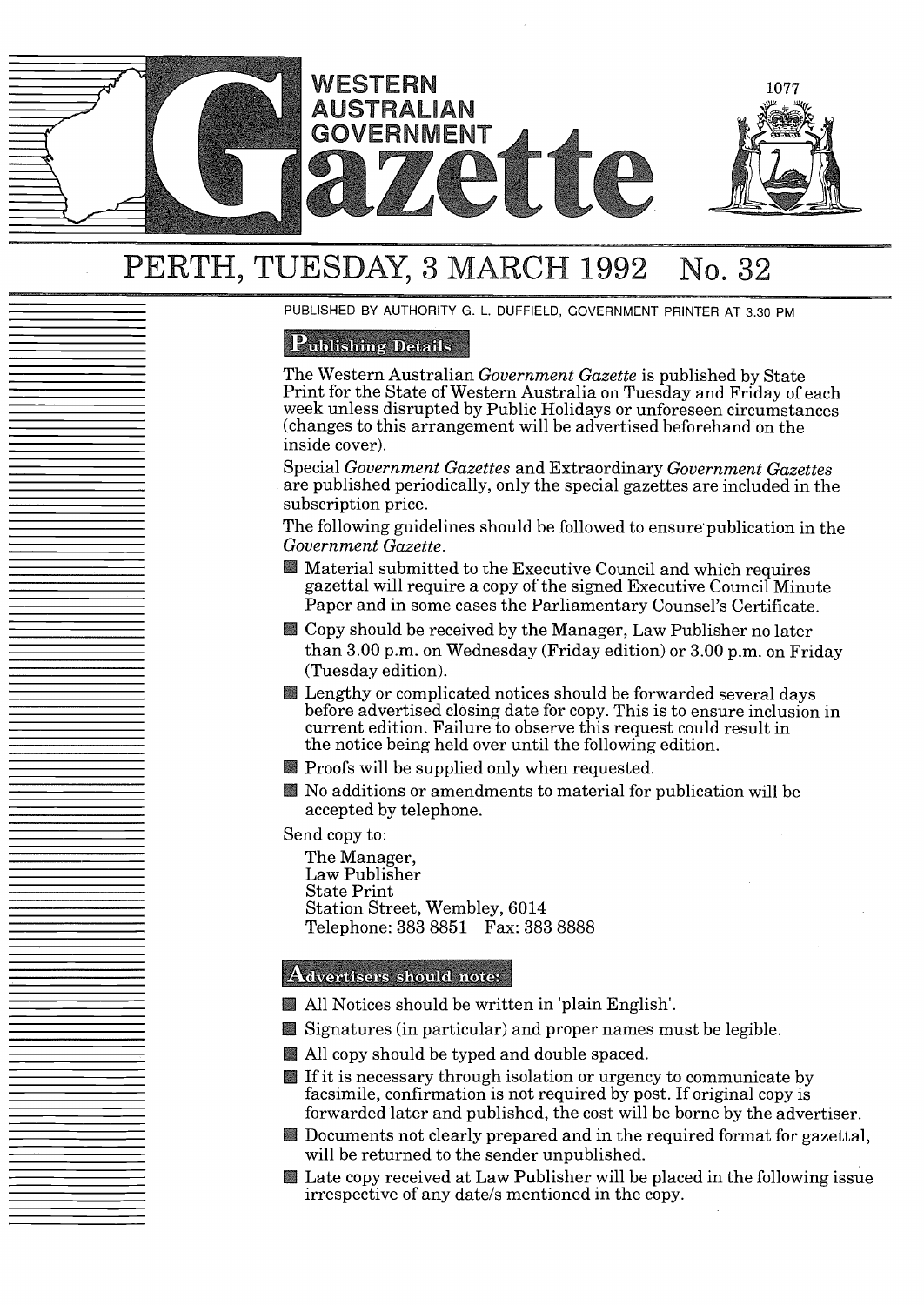# WESTERN AUSTRALIAN GOVERNMENT Gazette

## PERTH, TUESDAY, 3 MARCH 1992 No. 32

PUBLISHED BY AUTHORITY G. L. DUFFIELD, GOVERNMENT PRINTER AT 3.30 PM

### Publishing Details

The Western Australian *Government Gazette* is published by State Print for the State of Western Australia on Tuesday and Friday of each week unless disrupted by Public Holidays or unforeseen circumstances (changes to this arrangement will be advertised beforehand on the inside cover).

Special *Government Gazettes* and Extraordinary *Government Gazettes* are published periodically, only the special gazettes are included in the subscription price.

The following guidelines should be followed to ensure publication in the *Government Gazette.*

- Material submitted to the Executive Council and which requires gazettal will require a copy of the signed Executive Council Minute Paper and in some cases the Parliamentary Counsel's Certificate.
- Copy should be received by the Manager, Law Publisher no later than 3.00 p.m. on Wednesday (Friday edition) or 3.00 p.m. on Friday (Tuesday edition).
- Lengthy or complicated notices should be forwarded several days before advertised closing date for copy. This is to ensure inclusion in current edition. Failure to observe this request could result in the notice being held over until the following edition.
- Proofs will be supplied only when requested.
- No additions or amendments to material for publication will be accepted by telephone.

Send copy to:

The Manager,
Law Publisher
State Print
Station Street, Wembley, 6014
Telephone: 383 8851 Fax: 383 8888

### Advertisers should note:

- All Notices should be written in 'plain English'.
- Signatures (in particular) and proper names must be legible.
- All copy should be typed and double spaced.
- If it is necessary through isolation or urgency to communicate by facsimile, confirmation is not required by post. If original copy is forwarded later and published, the cost will be borne by the advertiser.
- Documents not clearly prepared and in the required format for gazettal, will be returned to the sender unpublished.
- Late copy received at Law Publisher will be placed in the following issue irrespective of any date/s mentioned in the copy.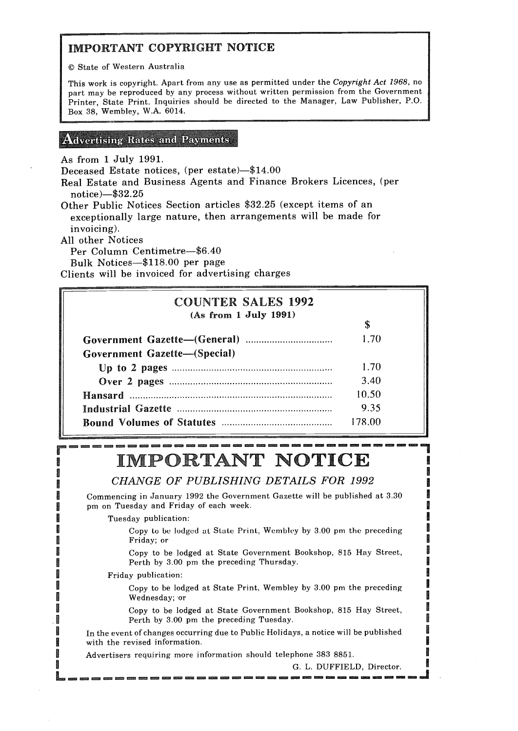## IMPORTANT COPYRIGHT NOTICE

© State of Western Australia

This work is copyright. Apart from any use as permitted under the *Copyright Act 1968*, no part may be reproduced by any process without written permission from the Government Printer, State Print. Inquiries should be directed to the Manager, Law Publisher, P.O. Box 38, Wembley, W.A. 6014.

## Advertising Rates and Payments

As from 1 July 1991.

Deceased Estate notices, (per estate)—$14.00

Real Estate and Business Agents and Finance Brokers Licences, (per notice)—$32.25

Other Public Notices Section articles $32.25 (except items of an exceptionally large nature, then arrangements will be made for invoicing).

All other Notices

Per Column Centimetre—$6.40

Bulk Notices—$118.00 per page

Clients will be invoiced for advertising charges

## COUNTER SALES 1992

**(As from 1 July 1991)**

| | $ |
|---|---|
| **Government Gazette—(General)** | 1.70 |
| **Government Gazette—(Special)** | |
| **Up to 2 pages** | 1.70 |
| **Over 2 pages** | 3.40 |
| **Hansard** | 10.50 |
| **Industrial Gazette** | 9.35 |
| **Bound Volumes of Statutes** | 178.00 |

# IMPORTANT NOTICE

*CHANGE OF PUBLISHING DETAILS FOR 1992*

Commencing in January 1992 the Government Gazette will be published at 3.30 pm on Tuesday and Friday of each week.

Tuesday publication:

Copy to be lodged at State Print, Wembley by 3.00 pm the preceding Friday; or

Copy to be lodged at State Government Bookshop, 815 Hay Street, Perth by 3.00 pm the preceding Thursday.

Friday publication:

Copy to be lodged at State Print, Wembley by 3.00 pm the preceding Wednesday; or

Copy to be lodged at State Government Bookshop, 815 Hay Street, Perth by 3.00 pm the preceding Tuesday.

In the event of changes occurring due to Public Holidays, a notice will be published with the revised information.

Advertisers requiring more information should telephone 383 8851.

G. L. DUFFIELD, Director.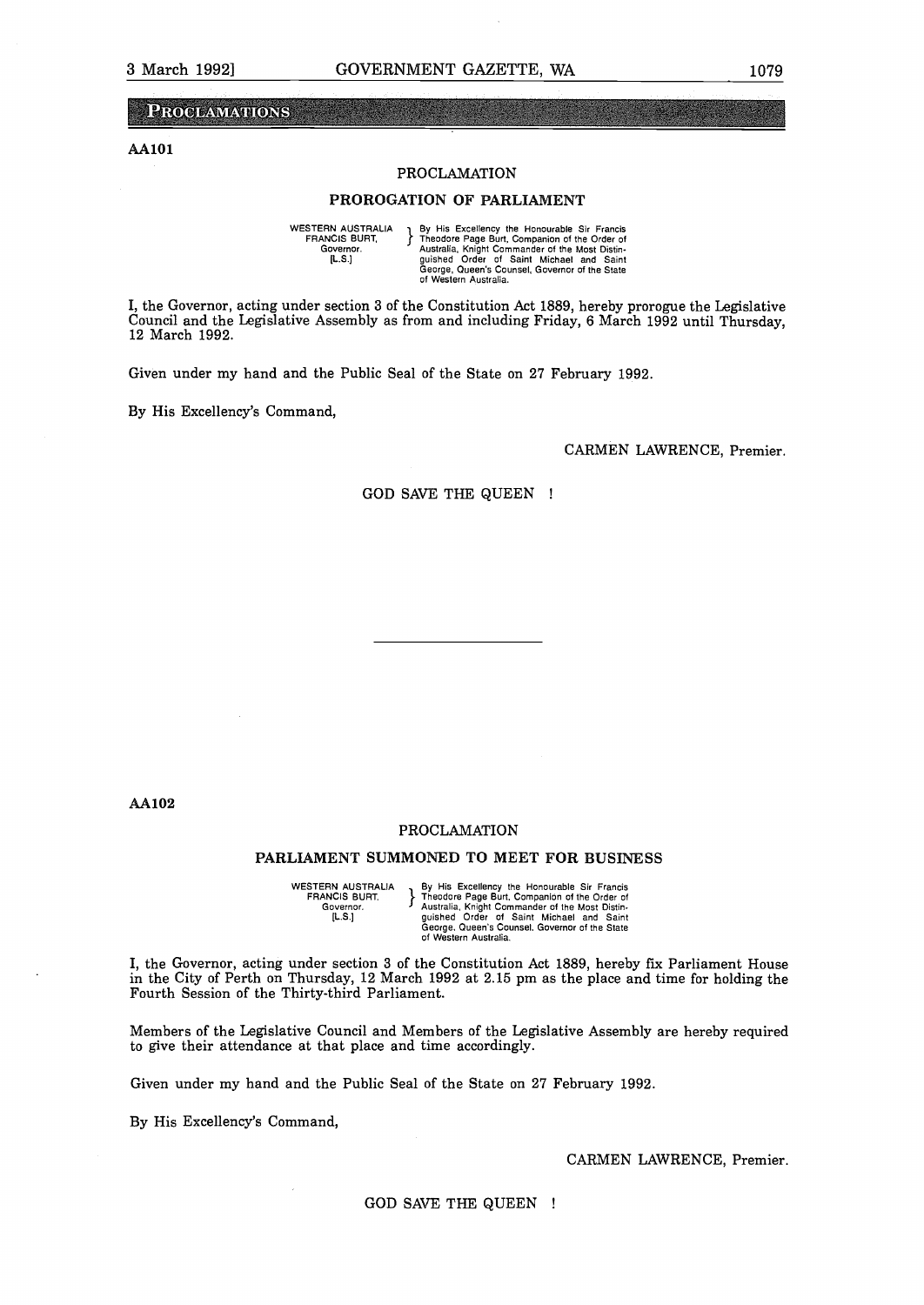## PROCLAMATIONS

**AA101**

PROCLAMATION

### PROROGATION OF PARLIAMENT

WESTERN AUSTRALIA
FRANCIS BURT,
Governor.
[L.S.]

By His Excellency the Honourable Sir Francis Theodore Page Burt, Companion of the Order of Australia, Knight Commander of the Most Distinguished Order of Saint Michael and Saint George, Queen's Counsel, Governor of the State of Western Australia.

I, the Governor, acting under section 3 of the Constitution Act 1889, hereby prorogue the Legislative Council and the Legislative Assembly as from and including Friday, 6 March 1992 until Thursday, 12 March 1992.

Given under my hand and the Public Seal of the State on 27 February 1992.

By His Excellency's Command,

CARMEN LAWRENCE, Premier.

GOD SAVE THE QUEEN !

---

**AA102**

PROCLAMATION

### PARLIAMENT SUMMONED TO MEET FOR BUSINESS

WESTERN AUSTRALIA
FRANCIS BURT,
Governor.
[L.S.]

By His Excellency the Honourable Sir Francis Theodore Page Burt, Companion of the Order of Australia, Knight Commander of the Most Distinguished Order of Saint Michael and Saint George, Queen's Counsel, Governor of the State of Western Australia.

I, the Governor, acting under section 3 of the Constitution Act 1889, hereby fix Parliament House in the City of Perth on Thursday, 12 March 1992 at 2.15 pm as the place and time for holding the Fourth Session of the Thirty-third Parliament.

Members of the Legislative Council and Members of the Legislative Assembly are hereby required to give their attendance at that place and time accordingly.

Given under my hand and the Public Seal of the State on 27 February 1992.

By His Excellency's Command,

CARMEN LAWRENCE, Premier.

GOD SAVE THE QUEEN !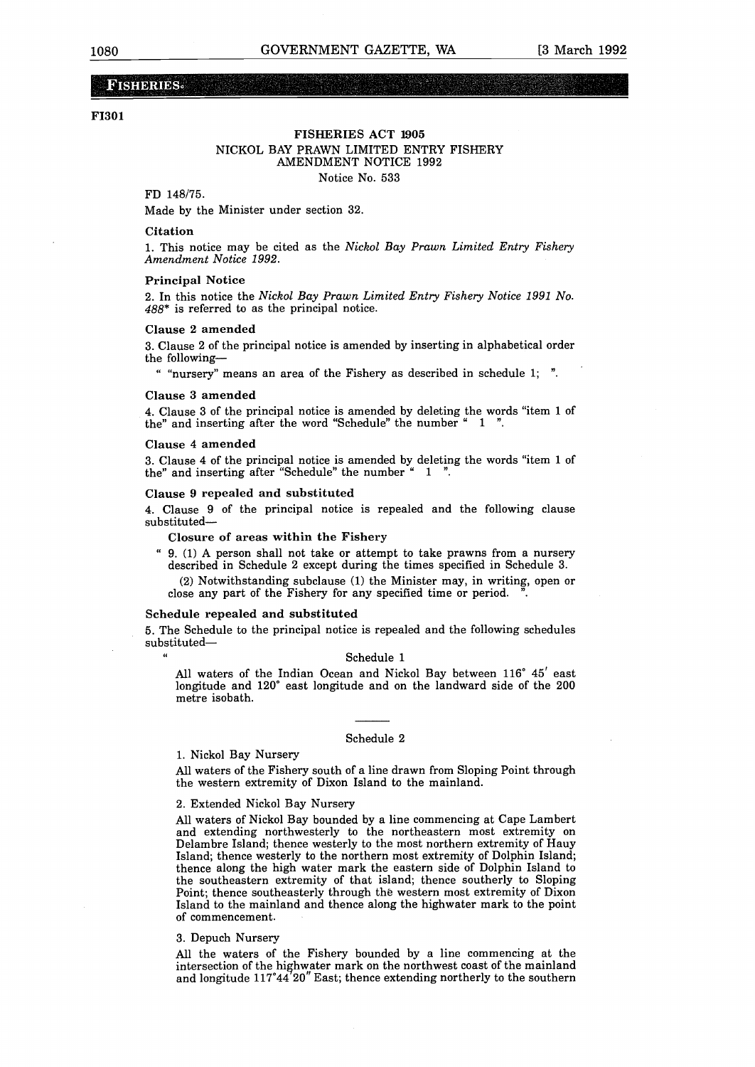## FISHERIES

**FI301**

**FISHERIES ACT 1905**

NICKOL BAY PRAWN LIMITED ENTRY FISHERY AMENDMENT NOTICE 1992

Notice No. 533

FD 148/75.

Made by the Minister under section 32.

**Citation**

1. This notice may be cited as the *Nickol Bay Prawn Limited Entry Fishery Amendment Notice 1992.*

**Principal Notice**

2. In this notice the *Nickol Bay Prawn Limited Entry Fishery Notice 1991 No. 488** is referred to as the principal notice.

**Clause 2 amended**

3. Clause 2 of the principal notice is amended by inserting in alphabetical order the following—

" "nursery" means an area of the Fishery as described in schedule 1; ".

**Clause 3 amended**

4. Clause 3 of the principal notice is amended by deleting the words "item 1 of the" and inserting after the word "Schedule" the number " 1 ".

**Clause 4 amended**

3. Clause 4 of the principal notice is amended by deleting the words "item 1 of the" and inserting after "Schedule" the number " 1 ".

**Clause 9 repealed and substituted**

4. Clause 9 of the principal notice is repealed and the following clause substituted—

**Closure of areas within the Fishery**

" 9. (1) A person shall not take or attempt to take prawns from a nursery described in Schedule 2 except during the times specified in Schedule 3.

(2) Notwithstanding subclause (1) the Minister may, in writing, open or close any part of the Fishery for any specified time or period. ".

**Schedule repealed and substituted**

5. The Schedule to the principal notice is repealed and the following schedules substituted—

"

Schedule 1

All waters of the Indian Ocean and Nickol Bay between 116° 45′ east longitude and 120° east longitude and on the landward side of the 200 metre isobath.

---

Schedule 2

1. Nickol Bay Nursery

All waters of the Fishery south of a line drawn from Sloping Point through the western extremity of Dixon Island to the mainland.

2. Extended Nickol Bay Nursery

All waters of Nickol Bay bounded by a line commencing at Cape Lambert and extending northwesterly to the northeastern most extremity on Delambre Island; thence westerly to the most northern extremity of Hauy Island; thence westerly to the northern most extremity of Dolphin Island; thence along the high water mark the eastern side of Dolphin Island to the southeastern extremity of that island; thence southerly to Sloping Point; thence southeasterly through the western most extremity of Dixon Island to the mainland and thence along the highwater mark to the point of commencement.

3. Depuch Nursery

All the waters of the Fishery bounded by a line commencing at the intersection of the highwater mark on the northwest coast of the mainland and longitude 117°44′20″ East; thence extending northerly to the southern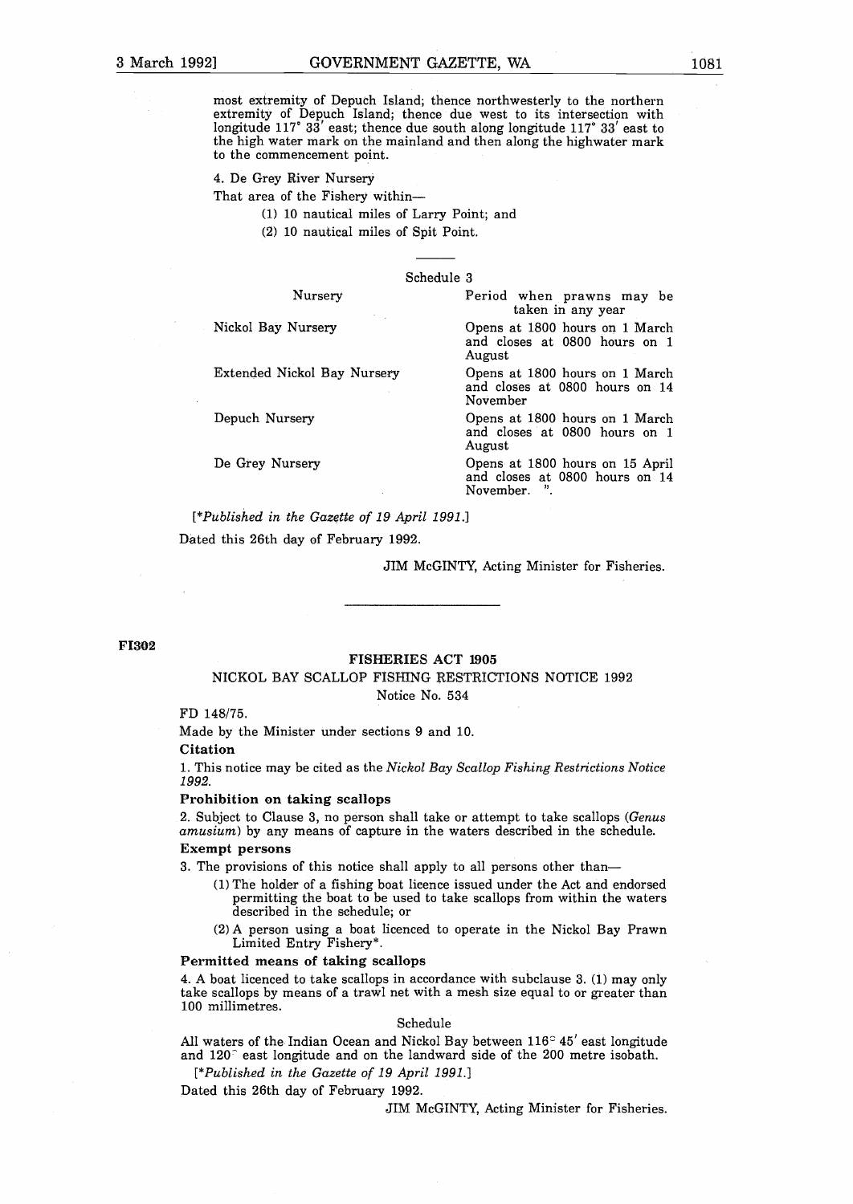most extremity of Depuch Island; thence northwesterly to the northern extremity of Depuch Island; thence due west to its intersection with longitude 117° 33′ east; thence due south along longitude 117° 33′ east to the high water mark on the mainland and then along the highwater mark to the commencement point.

4. De Grey River Nursery

That area of the Fishery within—

(1) 10 nautical miles of Larry Point; and

(2) 10 nautical miles of Spit Point.

---

Schedule 3

| Nursery | Period when prawns may be taken in any year |
|---|---|
| Nickol Bay Nursery | Opens at 1800 hours on 1 March and closes at 0800 hours on 1 August |
| Extended Nickol Bay Nursery | Opens at 1800 hours on 1 March and closes at 0800 hours on 14 November |
| Depuch Nursery | Opens at 1800 hours on 1 March and closes at 0800 hours on 1 August |
| De Grey Nursery | Opens at 1800 hours on 15 April and closes at 0800 hours on 14 November. ". |

[*Published in the Gazette of 19 April 1991.*]

Dated this 26th day of February 1992.

JIM McGINTY, Acting Minister for Fisheries.

---

**FI302**

## FISHERIES ACT 1905

### NICKOL BAY SCALLOP FISHING RESTRICTIONS NOTICE 1992

Notice No. 534

FD 148/75.

Made by the Minister under sections 9 and 10.

**Citation**

1. This notice may be cited as the *Nickol Bay Scallop Fishing Restrictions Notice 1992.*

**Prohibition on taking scallops**

2. Subject to Clause 3, no person shall take or attempt to take scallops (*Genus amusium*) by any means of capture in the waters described in the schedule.

**Exempt persons**

3. The provisions of this notice shall apply to all persons other than—

(1) The holder of a fishing boat licence issued under the Act and endorsed permitting the boat to be used to take scallops from within the waters described in the schedule; or

(2) A person using a boat licenced to operate in the Nickol Bay Prawn Limited Entry Fishery*.

**Permitted means of taking scallops**

4. A boat licenced to take scallops in accordance with subclause 3. (1) may only take scallops by means of a trawl net with a mesh size equal to or greater than 100 millimetres.

Schedule

All waters of the Indian Ocean and Nickol Bay between 116° 45′ east longitude and 120° east longitude and on the landward side of the 200 metre isobath.

[*Published in the Gazette of 19 April 1991.*]

Dated this 26th day of February 1992.

JIM McGINTY, Acting Minister for Fisheries.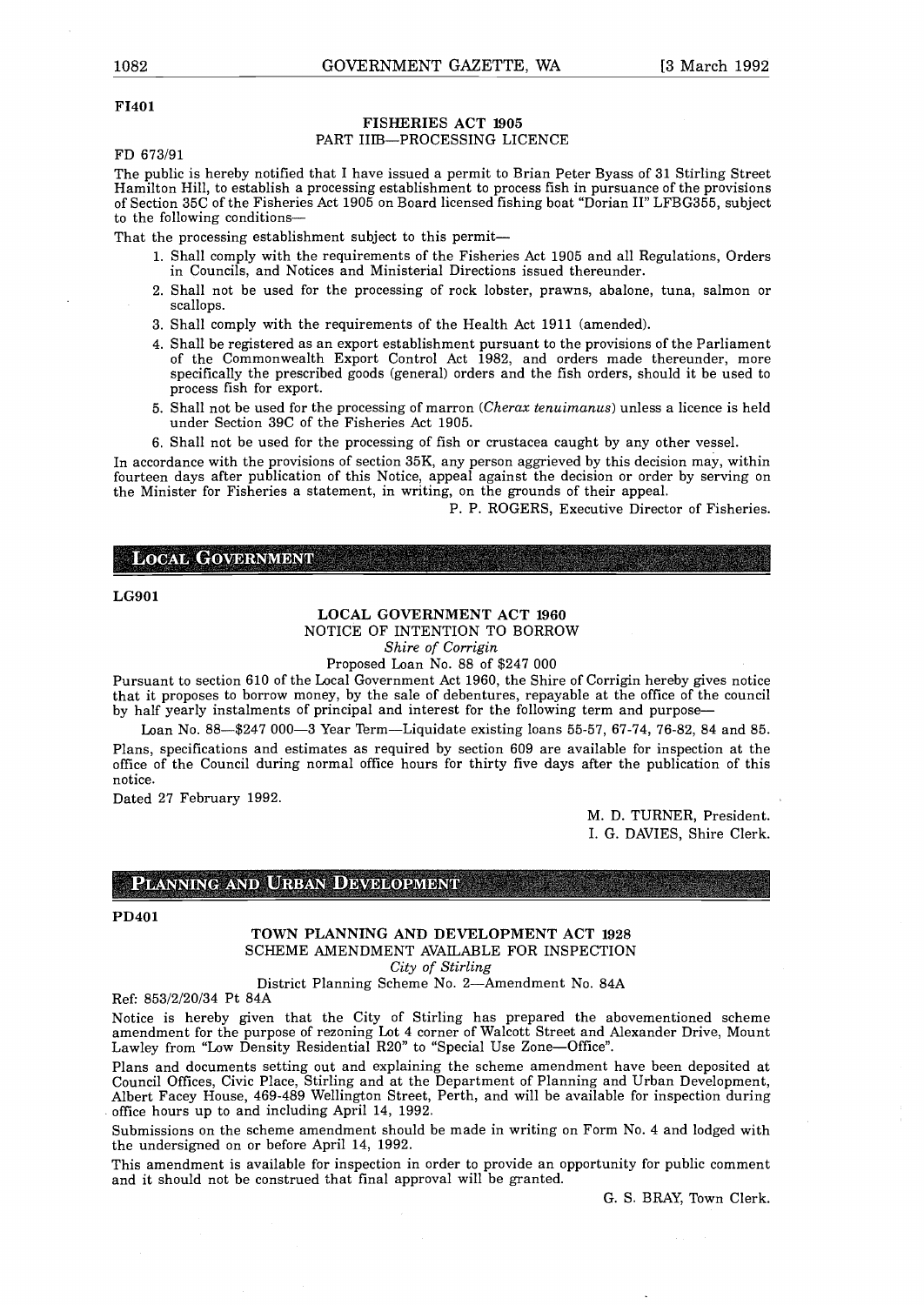FI401

## FISHERIES ACT 1905

### PART IIIB—PROCESSING LICENCE

FD 673/91

The public is hereby notified that I have issued a permit to Brian Peter Byass of 31 Stirling Street Hamilton Hill, to establish a processing establishment to process fish in pursuance of the provisions of Section 35C of the Fisheries Act 1905 on Board licensed fishing boat "Dorian II" LFBG355, subject to the following conditions—

That the processing establishment subject to this permit—

1. Shall comply with the requirements of the Fisheries Act 1905 and all Regulations, Orders in Councils, and Notices and Ministerial Directions issued thereunder.
2. Shall not be used for the processing of rock lobster, prawns, abalone, tuna, salmon or scallops.
3. Shall comply with the requirements of the Health Act 1911 (amended).
4. Shall be registered as an export establishment pursuant to the provisions of the Parliament of the Commonwealth Export Control Act 1982, and orders made thereunder, more specifically the prescribed goods (general) orders and the fish orders, should it be used to process fish for export.
5. Shall not be used for the processing of marron (*Cherax tenuimanus*) unless a licence is held under Section 39C of the Fisheries Act 1905.
6. Shall not be used for the processing of fish or crustacea caught by any other vessel.

In accordance with the provisions of section 35K, any person aggrieved by this decision may, within fourteen days after publication of this Notice, appeal against the decision or order by serving on the Minister for Fisheries a statement, in writing, on the grounds of their appeal.

P. P. ROGERS, Executive Director of Fisheries.

# LOCAL GOVERNMENT

LG901

## LOCAL GOVERNMENT ACT 1960

### NOTICE OF INTENTION TO BORROW

*Shire of Corrigin*

Proposed Loan No. 88 of $247 000

Pursuant to section 610 of the Local Government Act 1960, the Shire of Corrigin hereby gives notice that it proposes to borrow money, by the sale of debentures, repayable at the office of the council by half yearly instalments of principal and interest for the following term and purpose—

Loan No. 88—$247 000—3 Year Term—Liquidate existing loans 55-57, 67-74, 76-82, 84 and 85.

Plans, specifications and estimates as required by section 609 are available for inspection at the office of the Council during normal office hours for thirty five days after the publication of this notice.

Dated 27 February 1992.

M. D. TURNER, President.
I. G. DAVIES, Shire Clerk.

# PLANNING AND URBAN DEVELOPMENT

PD401

## TOWN PLANNING AND DEVELOPMENT ACT 1928

### SCHEME AMENDMENT AVAILABLE FOR INSPECTION

*City of Stirling*

District Planning Scheme No. 2—Amendment No. 84A

Ref: 853/2/20/34 Pt 84A

Notice is hereby given that the City of Stirling has prepared the abovementioned scheme amendment for the purpose of rezoning Lot 4 corner of Walcott Street and Alexander Drive, Mount Lawley from "Low Density Residential R20" to "Special Use Zone—Office".

Plans and documents setting out and explaining the scheme amendment have been deposited at Council Offices, Civic Place, Stirling and at the Department of Planning and Urban Development, Albert Facey House, 469-489 Wellington Street, Perth, and will be available for inspection during office hours up to and including April 14, 1992.

Submissions on the scheme amendment should be made in writing on Form No. 4 and lodged with the undersigned on or before April 14, 1992.

This amendment is available for inspection in order to provide an opportunity for public comment and it should not be construed that final approval will be granted.

G. S. BRAY, Town Clerk.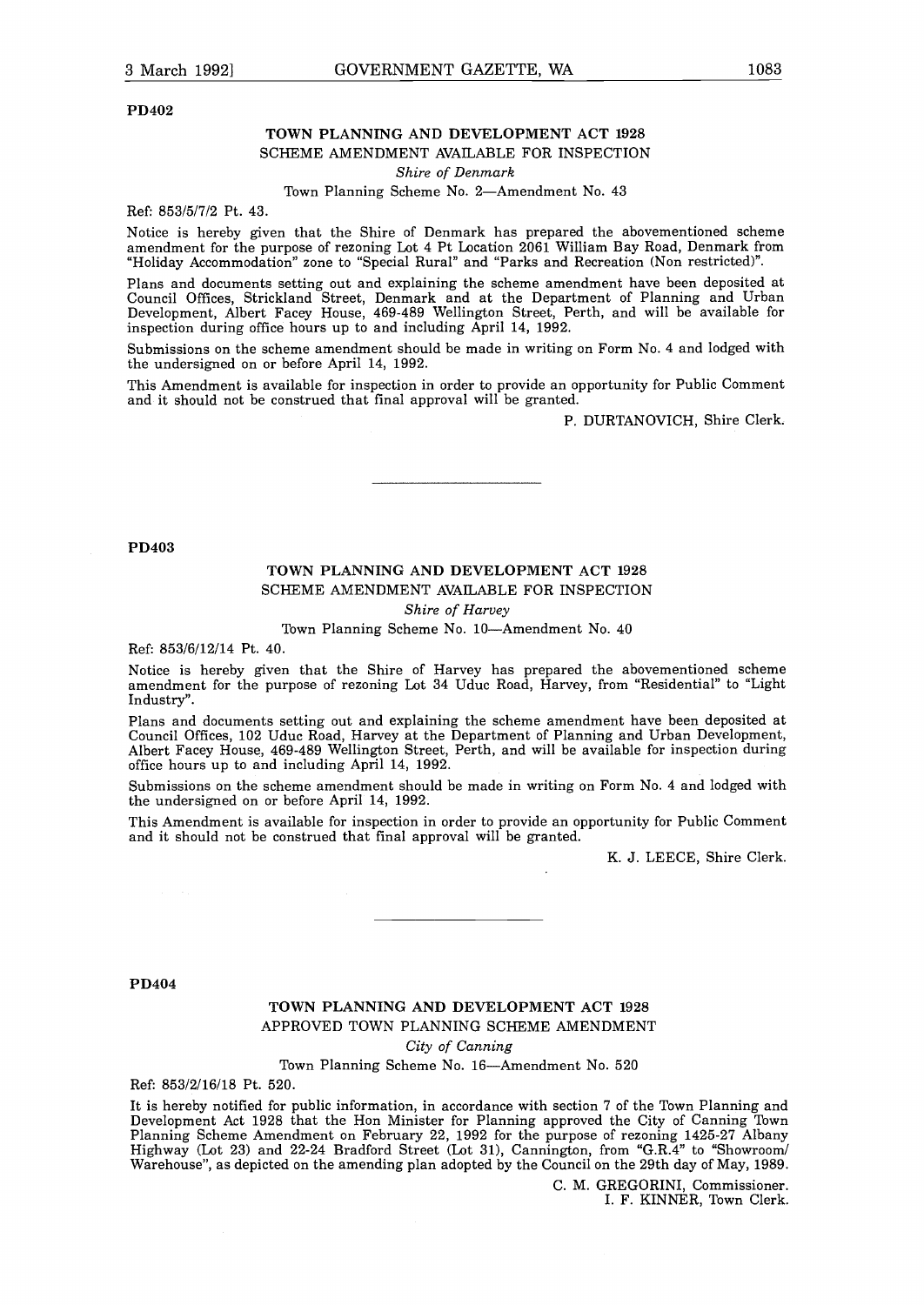PD402

## TOWN PLANNING AND DEVELOPMENT ACT 1928

### SCHEME AMENDMENT AVAILABLE FOR INSPECTION

*Shire of Denmark*

Town Planning Scheme No. 2—Amendment No. 43

Ref: 853/5/7/2 Pt. 43.

Notice is hereby given that the Shire of Denmark has prepared the abovementioned scheme amendment for the purpose of rezoning Lot 4 Pt Location 2061 William Bay Road, Denmark from "Holiday Accommodation" zone to "Special Rural" and "Parks and Recreation (Non restricted)".

Plans and documents setting out and explaining the scheme amendment have been deposited at Council Offices, Strickland Street, Denmark and at the Department of Planning and Urban Development, Albert Facey House, 469-489 Wellington Street, Perth, and will be available for inspection during office hours up to and including April 14, 1992.

Submissions on the scheme amendment should be made in writing on Form No. 4 and lodged with the undersigned on or before April 14, 1992.

This Amendment is available for inspection in order to provide an opportunity for Public Comment and it should not be construed that final approval will be granted.

P. DURTANOVICH, Shire Clerk.

---

PD403

## TOWN PLANNING AND DEVELOPMENT ACT 1928

### SCHEME AMENDMENT AVAILABLE FOR INSPECTION

*Shire of Harvey*

Town Planning Scheme No. 10—Amendment No. 40

Ref: 853/6/12/14 Pt. 40.

Notice is hereby given that the Shire of Harvey has prepared the abovementioned scheme amendment for the purpose of rezoning Lot 34 Uduc Road, Harvey, from "Residential" to "Light Industry".

Plans and documents setting out and explaining the scheme amendment have been deposited at Council Offices, 102 Uduc Road, Harvey at the Department of Planning and Urban Development, Albert Facey House, 469-489 Wellington Street, Perth, and will be available for inspection during office hours up to and including April 14, 1992.

Submissions on the scheme amendment should be made in writing on Form No. 4 and lodged with the undersigned on or before April 14, 1992.

This Amendment is available for inspection in order to provide an opportunity for Public Comment and it should not be construed that final approval will be granted.

K. J. LEECE, Shire Clerk.

---

PD404

## TOWN PLANNING AND DEVELOPMENT ACT 1928

### APPROVED TOWN PLANNING SCHEME AMENDMENT

*City of Canning*

Town Planning Scheme No. 16—Amendment No. 520

Ref: 853/2/16/18 Pt. 520.

It is hereby notified for public information, in accordance with section 7 of the Town Planning and Development Act 1928 that the Hon Minister for Planning approved the City of Canning Town Planning Scheme Amendment on February 22, 1992 for the purpose of rezoning 1425-27 Albany Highway (Lot 23) and 22-24 Bradford Street (Lot 31), Cannington, from "G.R.4" to "Showroom/Warehouse", as depicted on the amending plan adopted by the Council on the 29th day of May, 1989.

C. M. GREGORINI, Commissioner.
I. F. KINNER, Town Clerk.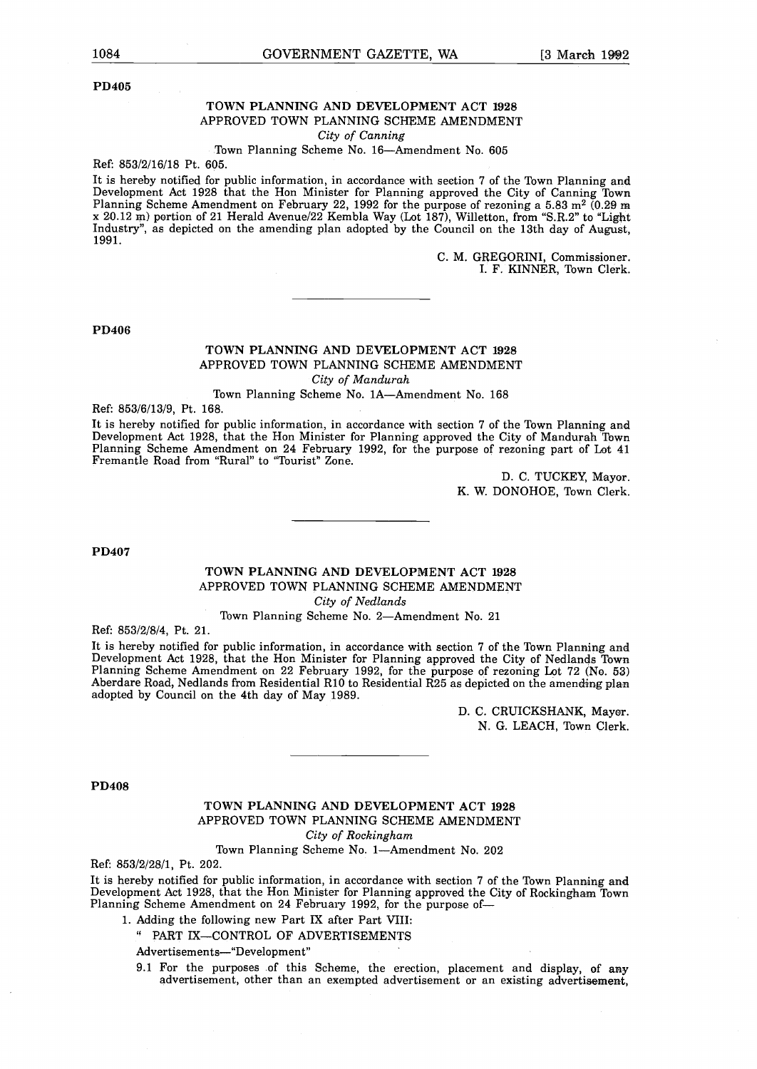PD405

## TOWN PLANNING AND DEVELOPMENT ACT 1928
### APPROVED TOWN PLANNING SCHEME AMENDMENT
*City of Canning*

Town Planning Scheme No. 16—Amendment No. 605

Ref: 853/2/16/18 Pt. 605.

It is hereby notified for public information, in accordance with section 7 of the Town Planning and Development Act 1928 that the Hon Minister for Planning approved the City of Canning Town Planning Scheme Amendment on February 22, 1992 for the purpose of rezoning a 5.83 m$^2$ (0.29 m x 20.12 m) portion of 21 Herald Avenue/22 Kembla Way (Lot 187), Willetton, from "S.R.2" to "Light Industry", as depicted on the amending plan adopted by the Council on the 13th day of August, 1991.

C. M. GREGORINI, Commissioner.
I. F. KINNER, Town Clerk.

---

PD406

## TOWN PLANNING AND DEVELOPMENT ACT 1928
### APPROVED TOWN PLANNING SCHEME AMENDMENT
*City of Mandurah*

Town Planning Scheme No. 1A—Amendment No. 168

Ref: 853/6/13/9, Pt. 168.

It is hereby notified for public information, in accordance with section 7 of the Town Planning and Development Act 1928, that the Hon Minister for Planning approved the City of Mandurah Town Planning Scheme Amendment on 24 February 1992, for the purpose of rezoning part of Lot 41 Fremantle Road from "Rural" to "Tourist" Zone.

D. C. TUCKEY, Mayor.
K. W. DONOHOE, Town Clerk.

---

PD407

## TOWN PLANNING AND DEVELOPMENT ACT 1928
### APPROVED TOWN PLANNING SCHEME AMENDMENT
*City of Nedlands*

Town Planning Scheme No. 2—Amendment No. 21

Ref: 853/2/8/4, Pt. 21.

It is hereby notified for public information, in accordance with section 7 of the Town Planning and Development Act 1928, that the Hon Minister for Planning approved the City of Nedlands Town Planning Scheme Amendment on 22 February 1992, for the purpose of rezoning Lot 72 (No. 53) Aberdare Road, Nedlands from Residential R10 to Residential R25 as depicted on the amending plan adopted by Council on the 4th day of May 1989.

D. C. CRUICKSHANK, Mayor.
N. G. LEACH, Town Clerk.

---

PD408

## TOWN PLANNING AND DEVELOPMENT ACT 1928
### APPROVED TOWN PLANNING SCHEME AMENDMENT
*City of Rockingham*

Town Planning Scheme No. 1—Amendment No. 202

Ref: 853/2/28/1, Pt. 202.

It is hereby notified for public information, in accordance with section 7 of the Town Planning and Development Act 1928, that the Hon Minister for Planning approved the City of Rockingham Town Planning Scheme Amendment on 24 February 1992, for the purpose of—

1. Adding the following new Part IX after Part VIII:

   " PART IX—CONTROL OF ADVERTISEMENTS

   Advertisements—"Development"

   9.1 For the purposes of this Scheme, the erection, placement and display, of any advertisement, other than an exempted advertisement or an existing advertisement,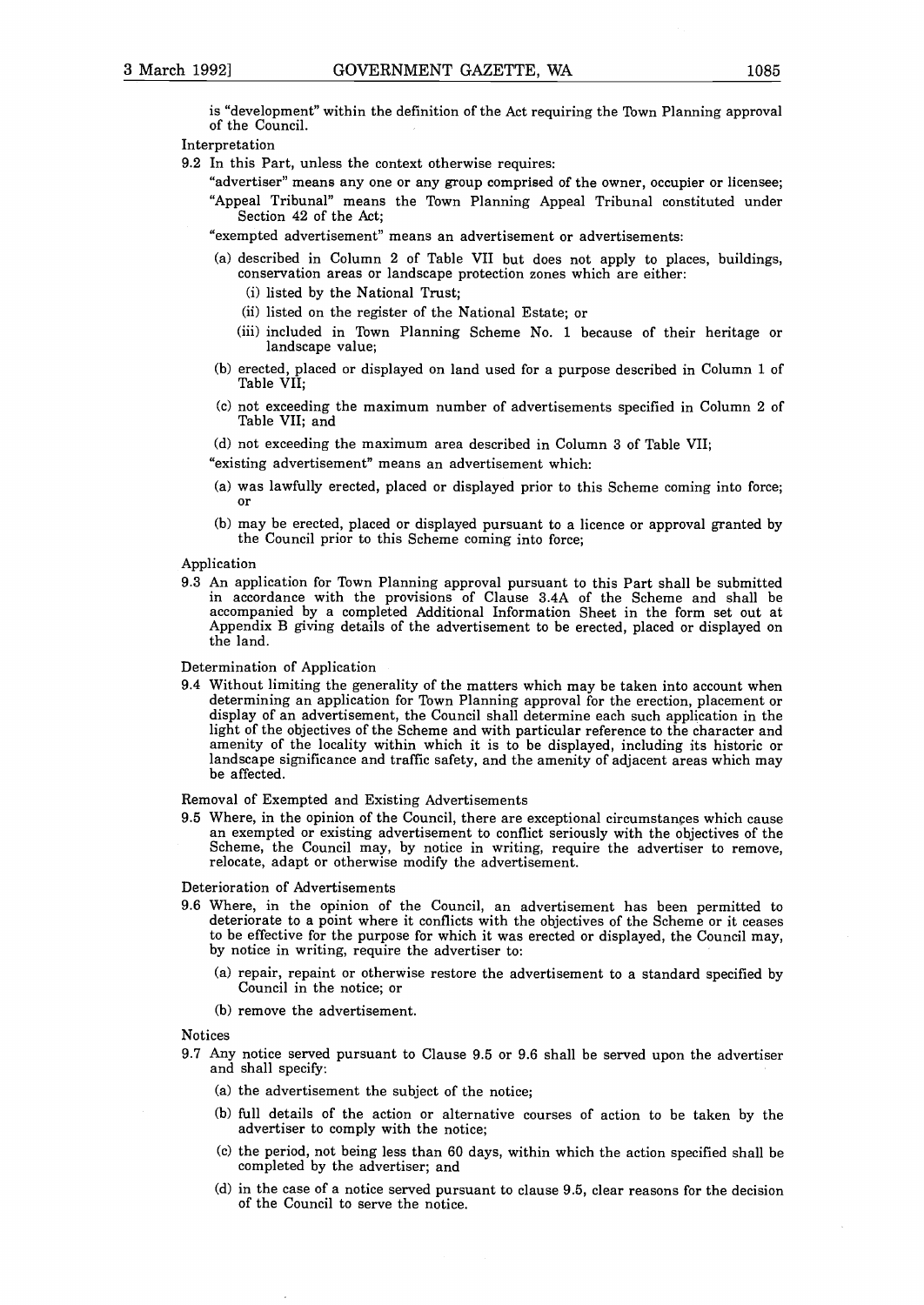is "development" within the definition of the Act requiring the Town Planning approval of the Council.

Interpretation

9.2 In this Part, unless the context otherwise requires:

"advertiser" means any one or any group comprised of the owner, occupier or licensee;

"Appeal Tribunal" means the Town Planning Appeal Tribunal constituted under Section 42 of the Act;

"exempted advertisement" means an advertisement or advertisements:

(a) described in Column 2 of Table VII but does not apply to places, buildings, conservation areas or landscape protection zones which are either:

(i) listed by the National Trust;

(ii) listed on the register of the National Estate; or

(iii) included in Town Planning Scheme No. 1 because of their heritage or landscape value;

(b) erected, placed or displayed on land used for a purpose described in Column 1 of Table VII;

(c) not exceeding the maximum number of advertisements specified in Column 2 of Table VII; and

(d) not exceeding the maximum area described in Column 3 of Table VII;

"existing advertisement" means an advertisement which:

(a) was lawfully erected, placed or displayed prior to this Scheme coming into force; or

(b) may be erected, placed or displayed pursuant to a licence or approval granted by the Council prior to this Scheme coming into force;

Application

9.3 An application for Town Planning approval pursuant to this Part shall be submitted in accordance with the provisions of Clause 3.4A of the Scheme and shall be accompanied by a completed Additional Information Sheet in the form set out at Appendix B giving details of the advertisement to be erected, placed or displayed on the land.

Determination of Application

9.4 Without limiting the generality of the matters which may be taken into account when determining an application for Town Planning approval for the erection, placement or display of an advertisement, the Council shall determine each such application in the light of the objectives of the Scheme and with particular reference to the character and amenity of the locality within which it is to be displayed, including its historic or landscape significance and traffic safety, and the amenity of adjacent areas which may be affected.

Removal of Exempted and Existing Advertisements

9.5 Where, in the opinion of the Council, there are exceptional circumstances which cause an exempted or existing advertisement to conflict seriously with the objectives of the Scheme, the Council may, by notice in writing, require the advertiser to remove, relocate, adapt or otherwise modify the advertisement.

Deterioration of Advertisements

9.6 Where, in the opinion of the Council, an advertisement has been permitted to deteriorate to a point where it conflicts with the objectives of the Scheme or it ceases to be effective for the purpose for which it was erected or displayed, the Council may, by notice in writing, require the advertiser to:

(a) repair, repaint or otherwise restore the advertisement to a standard specified by Council in the notice; or

(b) remove the advertisement.

Notices

9.7 Any notice served pursuant to Clause 9.5 or 9.6 shall be served upon the advertiser and shall specify:

(a) the advertisement the subject of the notice;

(b) full details of the action or alternative courses of action to be taken by the advertiser to comply with the notice;

(c) the period, not being less than 60 days, within which the action specified shall be completed by the advertiser; and

(d) in the case of a notice served pursuant to clause 9.5, clear reasons for the decision of the Council to serve the notice.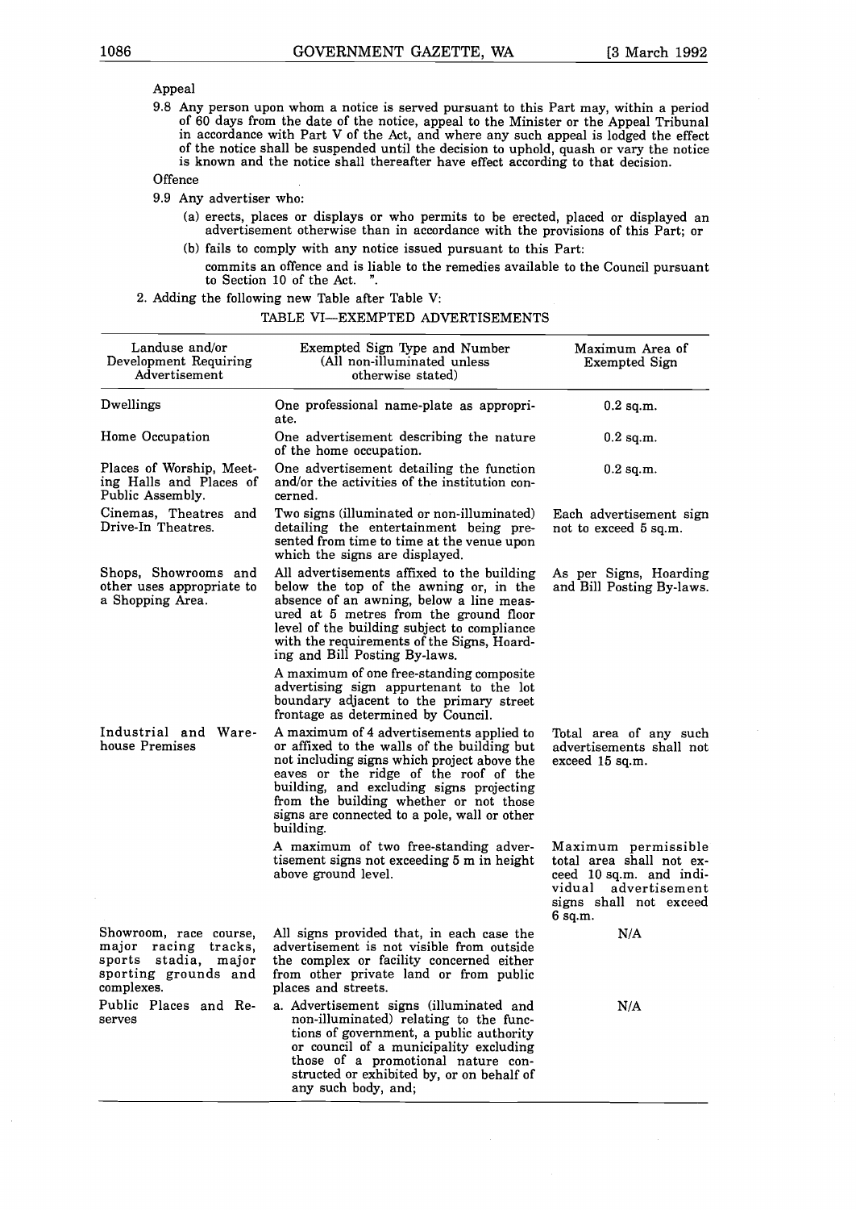Appeal

9.8 Any person upon whom a notice is served pursuant to this Part may, within a period of 60 days from the date of the notice, appeal to the Minister or the Appeal Tribunal in accordance with Part V of the Act, and where any such appeal is lodged the effect of the notice shall be suspended until the decision to uphold, quash or vary the notice is known and the notice shall thereafter have effect according to that decision.

Offence

9.9 Any advertiser who:

(a) erects, places or displays or who permits to be erected, placed or displayed an advertisement otherwise than in accordance with the provisions of this Part; or

(b) fails to comply with any notice issued pursuant to this Part:

commits an offence and is liable to the remedies available to the Council pursuant to Section 10 of the Act. ".

2. Adding the following new Table after Table V:

TABLE VI—EXEMPTED ADVERTISEMENTS

| Landuse and/or Development Requiring Advertisement | Exempted Sign Type and Number (All non-illuminated unless otherwise stated) | Maximum Area of Exempted Sign |
|---|---|---|
| Dwellings | One professional name-plate as appropriate. | 0.2 sq.m. |
| Home Occupation | One advertisement describing the nature of the home occupation. | 0.2 sq.m. |
| Places of Worship, Meeting Halls and Places of Public Assembly. | One advertisement detailing the function and/or the activities of the institution concerned. | 0.2 sq.m. |
| Cinemas, Theatres and Drive-In Theatres. | Two signs (illuminated or non-illuminated) detailing the entertainment being presented from time to time at the venue upon which the signs are displayed. | Each advertisement sign not to exceed 5 sq.m. |
| Shops, Showrooms and other uses appropriate to a Shopping Area. | All advertisements affixed to the building below the top of the awning or, in the absence of an awning, below a line measured at 5 metres from the ground floor level of the building subject to compliance with the requirements of the Signs, Hoarding and Bill Posting By-laws. | As per Signs, Hoarding and Bill Posting By-laws. |
| | A maximum of one free-standing composite advertising sign appurtenant to the lot boundary adjacent to the primary street frontage as determined by Council. | |
| Industrial and Warehouse Premises | A maximum of 4 advertisements applied to or affixed to the walls of the building but not including signs which project above the eaves or the ridge of the roof of the building, and excluding signs projecting from the building whether or not those signs are connected to a pole, wall or other building. | Total area of any such advertisements shall not exceed 15 sq.m. |
| | A maximum of two free-standing advertisement signs not exceeding 5 m in height above ground level. | Maximum permissible total area shall not exceed 10 sq.m. and individual advertisement signs shall not exceed 6 sq.m. |
| Showroom, race course, major racing tracks, sports stadia, major sporting grounds and complexes. | All signs provided that, in each case the advertisement is not visible from outside the complex or facility concerned either from other private land or from public places and streets. | N/A |
| Public Places and Reserves | a. Advertisement signs (illuminated and non-illuminated) relating to the functions of government, a public authority or council of a municipality excluding those of a promotional nature constructed or exhibited by, or on behalf of any such body, and; | N/A |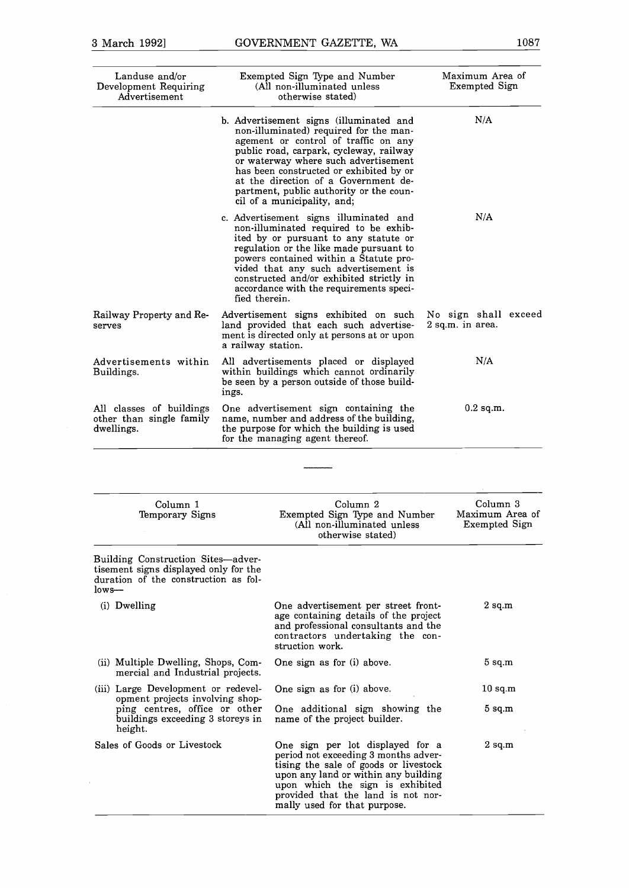| Landuse and/or Development Requiring Advertisement | Exempted Sign Type and Number (All non-illuminated unless otherwise stated) | Maximum Area of Exempted Sign |
|---|---|---|
| | b. Advertisement signs (illuminated and non-illuminated) required for the management or control of traffic on any public road, carpark, cycleway, railway or waterway where such advertisement has been constructed or exhibited by or at the direction of a Government department, public authority or the council of a municipality, and; | N/A |
| | c. Advertisement signs illuminated and non-illuminated required to be exhibited by or pursuant to any statute or regulation or the like made pursuant to powers contained within a Statute provided that any such advertisement is constructed and/or exhibited strictly in accordance with the requirements specified therein. | N/A |
| Railway Property and Reserves | Advertisement signs exhibited on such land provided that each such advertisement is directed only at persons at or upon a railway station. | No sign shall exceed 2 sq.m. in area. |
| Advertisements within Buildings. | All advertisements placed or displayed within buildings which cannot ordinarily be seen by a person outside of those buildings. | N/A |
| All classes of buildings other than single family dwellings. | One advertisement sign containing the name, number and address of the building, the purpose for which the building is used for the managing agent thereof. | 0.2 sq.m. |

---

| Column 1 Temporary Signs | Column 2 Exempted Sign Type and Number (All non-illuminated unless otherwise stated) | Column 3 Maximum Area of Exempted Sign |
|---|---|---|
| Building Construction Sites—advertisement signs displayed only for the duration of the construction as follows— | | |
| (i) Dwelling | One advertisement per street frontage containing details of the project and professional consultants and the contractors undertaking the construction work. | 2 sq.m |
| (ii) Multiple Dwelling, Shops, Commercial and Industrial projects. | One sign as for (i) above. | 5 sq.m |
| (iii) Large Development or redevelopment projects involving shopping centres, office or other buildings exceeding 3 storeys in height. | One sign as for (i) above. | 10 sq.m |
| | One additional sign showing the name of the project builder. | 5 sq.m |
| Sales of Goods or Livestock | One sign per lot displayed for a period not exceeding 3 months advertising the sale of goods or livestock upon any land or within any building upon which the sign is exhibited provided that the land is not normally used for that purpose. | 2 sq.m |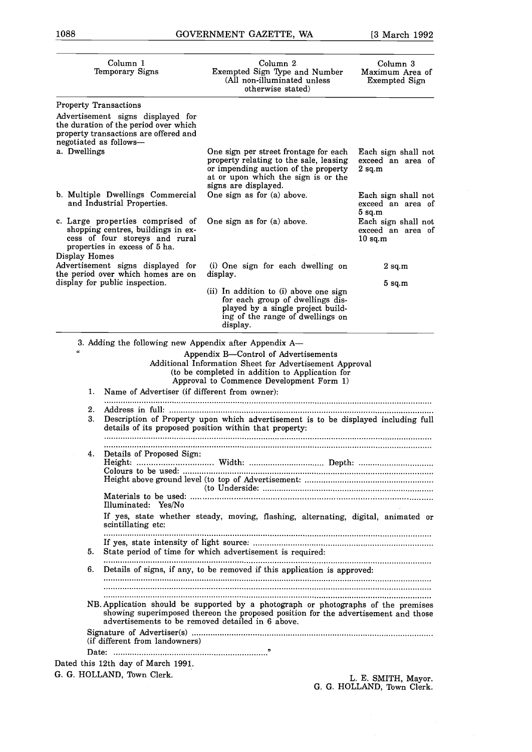| Column 1<br>Temporary Signs | Column 2<br>Exempted Sign Type and Number<br>(All non-illuminated unless otherwise stated) | Column 3<br>Maximum Area of Exempted Sign |
|---|---|---|
| Property Transactions | | |
| Advertisement signs displayed for the duration of the period over which property transactions are offered and negotiated as follows— | | |
| a. Dwellings | One sign per street frontage for each property relating to the sale, leasing or impending auction of the property at or upon which the sign is or the signs are displayed. | Each sign shall not exceed an area of 2 sq.m |
| b. Multiple Dwellings Commercial and Industrial Properties. | One sign as for (a) above. | Each sign shall not exceed an area of 5 sq.m |
| c. Large properties comprised of shopping centres, buildings in excess of four storeys and rural properties in excess of 5 ha. | One sign as for (a) above. | Each sign shall not exceed an area of 10 sq.m |
| Display Homes | | |
| Advertisement signs displayed for the period over which homes are on display for public inspection. | (i) One sign for each dwelling on display. | 2 sq.m |
| | (ii) In addition to (i) above one sign for each group of dwellings displayed by a single project building of the range of dwellings on display. | 5 sq.m |

3. Adding the following new Appendix after Appendix A—

"

Appendix B—Control of Advertisements
Additional Information Sheet for Advertisement Approval
(to be completed in addition to Application for Approval to Commence Development Form 1)

1. Name of Advertiser (if different from owner):

   ........................................................................................................................................

2. Address in full: ...............................................................................................................
3. Description of Property upon which advertisement is to be displayed including full details of its proposed position within that property:

   ........................................................................................................................................

   ........................................................................................................................................

4. Details of Proposed Sign:
   Height: ................................ Width: ................................ Depth: ................................
   Colours to be used: ..........................................................................................................
   Height above ground level (to top of Advertisement: .......................................................
   (to Underside: ..........................................................................
   Materials to be used: .......................................................................................................
   Illuminated: Yes/No

   If yes, state whether steady, moving, flashing, alternating, digital, animated or scintillating etc:

   ........................................................................................................................................

   If yes, state intensity of light source: .............................................................................
5. State period of time for which advertisement is required:

   ........................................................................................................................................

6. Details of signs, if any, to be removed if this application is approved:

   ........................................................................................................................................

   ........................................................................................................................................

   ........................................................................................................................................

NB. Application should be supported by a photograph or photographs of the premises showing superimposed thereon the proposed position for the advertisement and those advertisements to be removed detailed in 6 above.

Signature of Advertiser(s) .......................................................................................................
(if different from landowners)

Date: ..................................................................."

Dated this 12th day of March 1991.

G. G. HOLLAND, Town Clerk.

L. E. SMITH, Mayor.
G. G. HOLLAND, Town Clerk.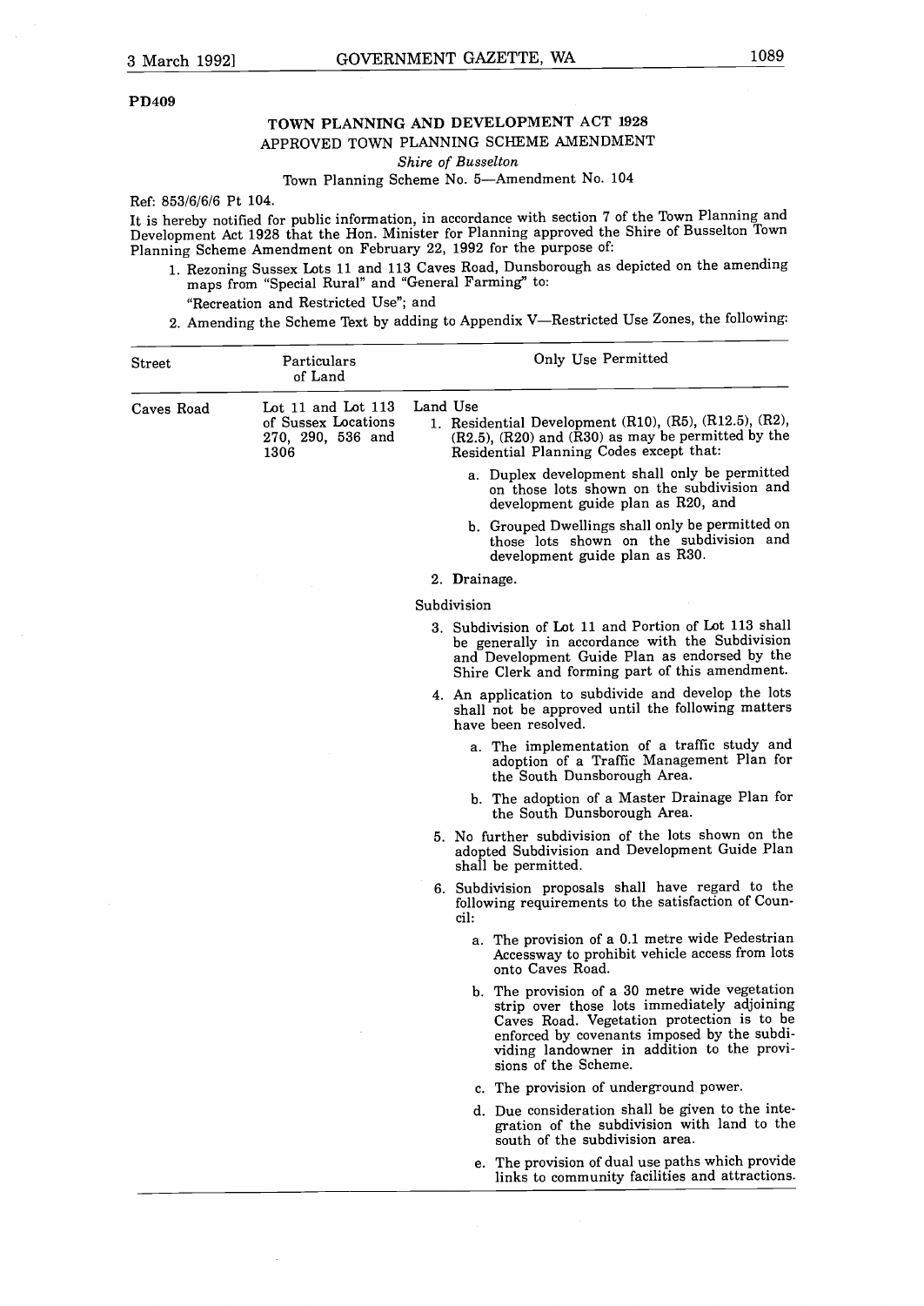PD409

## TOWN PLANNING AND DEVELOPMENT ACT 1928
### APPROVED TOWN PLANNING SCHEME AMENDMENT
*Shire of Busselton*

Town Planning Scheme No. 5—Amendment No. 104

Ref: 853/6/6/6 Pt 104.

It is hereby notified for public information, in accordance with section 7 of the Town Planning and Development Act 1928 that the Hon. Minister for Planning approved the Shire of Busselton Town Planning Scheme Amendment on February 22, 1992 for the purpose of:

1. Rezoning Sussex Lots 11 and 113 Caves Road, Dunsborough as depicted on the amending maps from "Special Rural" and "General Farming" to:

   "Recreation and Restricted Use"; and

2. Amending the Scheme Text by adding to Appendix V—Restricted Use Zones, the following:

| Street | Particulars of Land | Only Use Permitted |
|---|---|---|
| Caves Road | Lot 11 and Lot 113 of Sussex Locations 270, 290, 536 and 1306 | Land Use<br>1. Residential Development (R10), (R5), (R12.5), (R2), (R2.5), (R20) and (R30) as may be permitted by the Residential Planning Codes except that:<br>a. Duplex development shall only be permitted on those lots shown on the subdivision and development guide plan as R20, and<br>b. Grouped Dwellings shall only be permitted on those lots shown on the subdivision and development guide plan as R30.<br>2. Drainage.<br>Subdivision<br>3. Subdivision of Lot 11 and Portion of Lot 113 shall be generally in accordance with the Subdivision and Development Guide Plan as endorsed by the Shire Clerk and forming part of this amendment.<br>4. An application to subdivide and develop the lots shall not be approved until the following matters have been resolved.<br>a. The implementation of a traffic study and adoption of a Traffic Management Plan for the South Dunsborough Area.<br>b. The adoption of a Master Drainage Plan for the South Dunsborough Area.<br>5. No further subdivision of the lots shown on the adopted Subdivision and Development Guide Plan shall be permitted.<br>6. Subdivision proposals shall have regard to the following requirements to the satisfaction of Council:<br>a. The provision of a 0.1 metre wide Pedestrian Accessway to prohibit vehicle access from lots onto Caves Road.<br>b. The provision of a 30 metre wide vegetation strip over those lots immediately adjoining Caves Road. Vegetation protection is to be enforced by covenants imposed by the subdividing landowner in addition to the provisions of the Scheme.<br>c. The provision of underground power.<br>d. Due consideration shall be given to the integration of the subdivision with land to the south of the subdivision area.<br>e. The provision of dual use paths which provide links to community facilities and attractions. |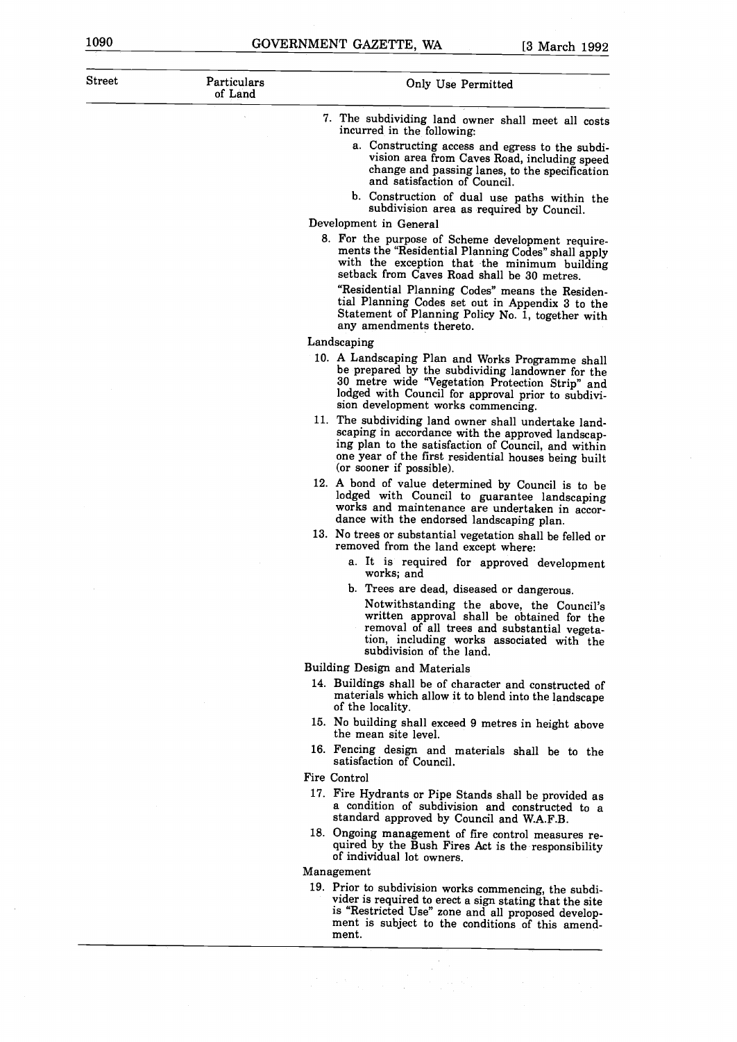| Street | Particulars of Land | Only Use Permitted |
|---|---|---|
| | | 7. The subdividing land owner shall meet all costs incurred in the following: |
| | | a. Constructing access and egress to the subdivision area from Caves Road, including speed change and passing lanes, to the specification and satisfaction of Council. |
| | | b. Construction of dual use paths within the subdivision area as required by Council. |
| | | Development in General |
| | | 8. For the purpose of Scheme development requirements the "Residential Planning Codes" shall apply with the exception that the minimum building setback from Caves Road shall be 30 metres. |
| | | "Residential Planning Codes" means the Residential Planning Codes set out in Appendix 3 to the Statement of Planning Policy No. 1, together with any amendments thereto. |
| | | Landscaping |
| | | 10. A Landscaping Plan and Works Programme shall be prepared by the subdividing landowner for the 30 metre wide "Vegetation Protection Strip" and lodged with Council for approval prior to subdivision development works commencing. |
| | | 11. The subdividing land owner shall undertake landscaping in accordance with the approved landscaping plan to the satisfaction of Council, and within one year of the first residential houses being built (or sooner if possible). |
| | | 12. A bond of value determined by Council is to be lodged with Council to guarantee landscaping works and maintenance are undertaken in accordance with the endorsed landscaping plan. |
| | | 13. No trees or substantial vegetation shall be felled or removed from the land except where: |
| | | a. It is required for approved development works; and |
| | | b. Trees are dead, diseased or dangerous. |
| | | Notwithstanding the above, the Council's written approval shall be obtained for the removal of all trees and substantial vegetation, including works associated with the subdivision of the land. |
| | | Building Design and Materials |
| | | 14. Buildings shall be of character and constructed of materials which allow it to blend into the landscape of the locality. |
| | | 15. No building shall exceed 9 metres in height above the mean site level. |
| | | 16. Fencing design and materials shall be to the satisfaction of Council. |
| | | Fire Control |
| | | 17. Fire Hydrants or Pipe Stands shall be provided as a condition of subdivision and constructed to a standard approved by Council and W.A.F.B. |
| | | 18. Ongoing management of fire control measures required by the Bush Fires Act is the responsibility of individual lot owners. |
| | | Management |
| | | 19. Prior to subdivision works commencing, the subdivider is required to erect a sign stating that the site is "Restricted Use" zone and all proposed development is subject to the conditions of this amendment. |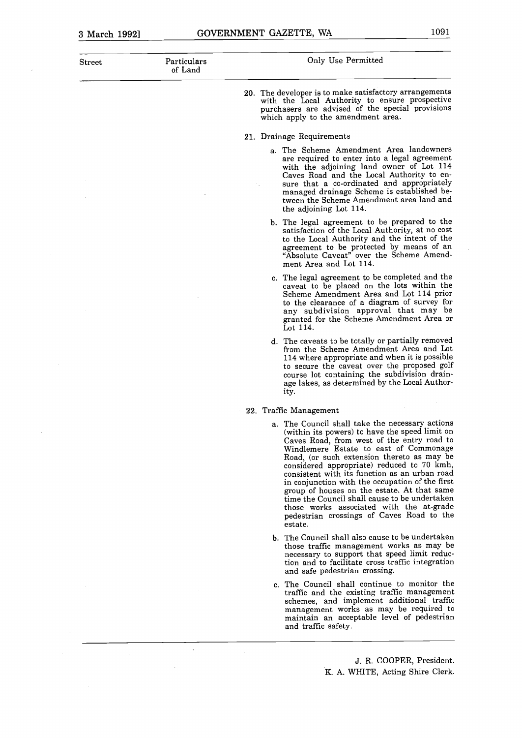| Street | Particulars of Land | Only Use Permitted |
|---|---|---|
| | | 20. The developer is to make satisfactory arrangements with the Local Authority to ensure prospective purchasers are advised of the special provisions which apply to the amendment area. |
| | | 21. Drainage Requirements |
| | | a. The Scheme Amendment Area landowners are required to enter into a legal agreement with the adjoining land owner of Lot 114 Caves Road and the Local Authority to ensure that a co-ordinated and appropriately managed drainage Scheme is established between the Scheme Amendment area land and the adjoining Lot 114. |
| | | b. The legal agreement to be prepared to the satisfaction of the Local Authority, at no cost to the Local Authority and the intent of the agreement to be protected by means of an "Absolute Caveat" over the Scheme Amendment Area and Lot 114. |
| | | c. The legal agreement to be completed and the caveat to be placed on the lots within the Scheme Amendment Area and Lot 114 prior to the clearance of a diagram of survey for any subdivision approval that may be granted for the Scheme Amendment Area or Lot 114. |
| | | d. The caveats to be totally or partially removed from the Scheme Amendment Area and Lot 114 where appropriate and when it is possible to secure the caveat over the proposed golf course lot containing the subdivision drainage lakes, as determined by the Local Authority. |
| | | 22. Traffic Management |
| | | a. The Council shall take the necessary actions (within its powers) to have the speed limit on Caves Road, from west of the entry road to Windlemere Estate to east of Commonage Road, (or such extension thereto as may be considered appropriate) reduced to 70 kmh, consistent with its function as an urban road in conjunction with the occupation of the first group of houses on the estate. At that same time the Council shall cause to be undertaken those works associated with the at-grade pedestrian crossings of Caves Road to the estate. |
| | | b. The Council shall also cause to be undertaken those traffic management works as may be necessary to support that speed limit reduction and to facilitate cross traffic integration and safe pedestrian crossing. |
| | | c. The Council shall continue to monitor the traffic and the existing traffic management schemes, and implement additional traffic management works as may be required to maintain an acceptable level of pedestrian and traffic safety. |

J. R. COOPER, President.

K. A. WHITE, Acting Shire Clerk.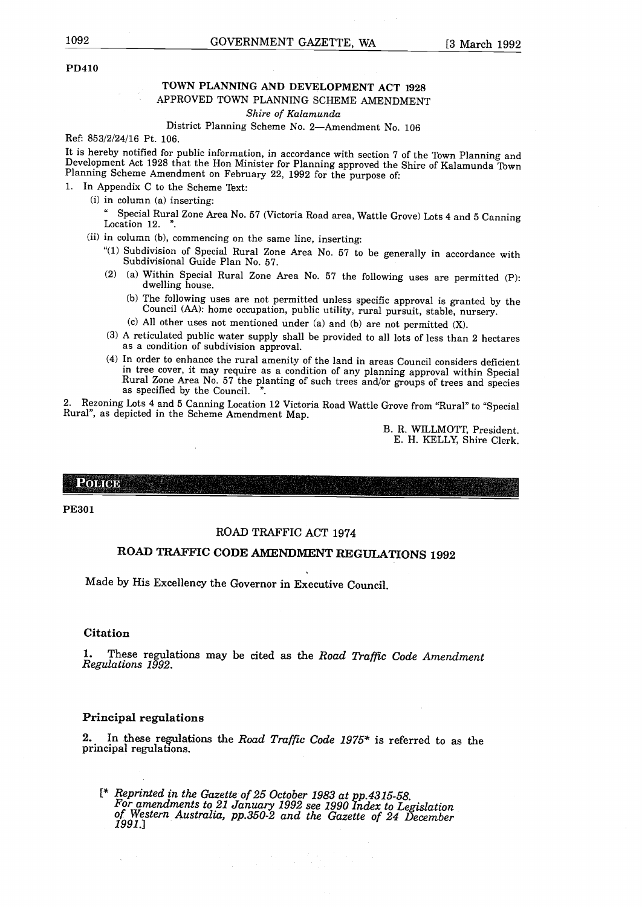PD410

## TOWN PLANNING AND DEVELOPMENT ACT 1928

APPROVED TOWN PLANNING SCHEME AMENDMENT

*Shire of Kalamunda*

District Planning Scheme No. 2—Amendment No. 106

Ref: 853/2/24/16 Pt. 106.

It is hereby notified for public information, in accordance with section 7 of the Town Planning and Development Act 1928 that the Hon Minister for Planning approved the Shire of Kalamunda Town Planning Scheme Amendment on February 22, 1992 for the purpose of:

1. In Appendix C to the Scheme Text:
   - (i) in column (a) inserting:

     " Special Rural Zone Area No. 57 (Victoria Road area, Wattle Grove) Lots 4 and 5 Canning Location 12. ".

   - (ii) in column (b), commencing on the same line, inserting:

     "(1) Subdivision of Special Rural Zone Area No. 57 to be generally in accordance with Subdivisional Guide Plan No. 57.

     (2) (a) Within Special Rural Zone Area No. 57 the following uses are permitted (P): dwelling house.

     (b) The following uses are not permitted unless specific approval is granted by the Council (AA): home occupation, public utility, rural pursuit, stable, nursery.

     (c) All other uses not mentioned under (a) and (b) are not permitted (X).

     (3) A reticulated public water supply shall be provided to all lots of less than 2 hectares as a condition of subdivision approval.

     (4) In order to enhance the rural amenity of the land in areas Council considers deficient in tree cover, it may require as a condition of any planning approval within Special Rural Zone Area No. 57 the planting of such trees and/or groups of trees and species as specified by the Council. ".

2. Rezoning Lots 4 and 5 Canning Location 12 Victoria Road Wattle Grove from "Rural" to "Special Rural", as depicted in the Scheme Amendment Map.

B. R. WILLMOTT, President.
E. H. KELLY, Shire Clerk.

# POLICE

PE301

## ROAD TRAFFIC ACT 1974

## ROAD TRAFFIC CODE AMENDMENT REGULATIONS 1992

Made by His Excellency the Governor in Executive Council.

### Citation

**1.** These regulations may be cited as the *Road Traffic Code Amendment Regulations 1992.*

### Principal regulations

**2.** In these regulations the *Road Traffic Code 1975** is referred to as the principal regulations.

[* *Reprinted in the Gazette of 25 October 1983 at pp.4315-58. For amendments to 21 January 1992 see 1990 Index to Legislation of Western Australia, pp.350-2 and the Gazette of 24 December 1991.*]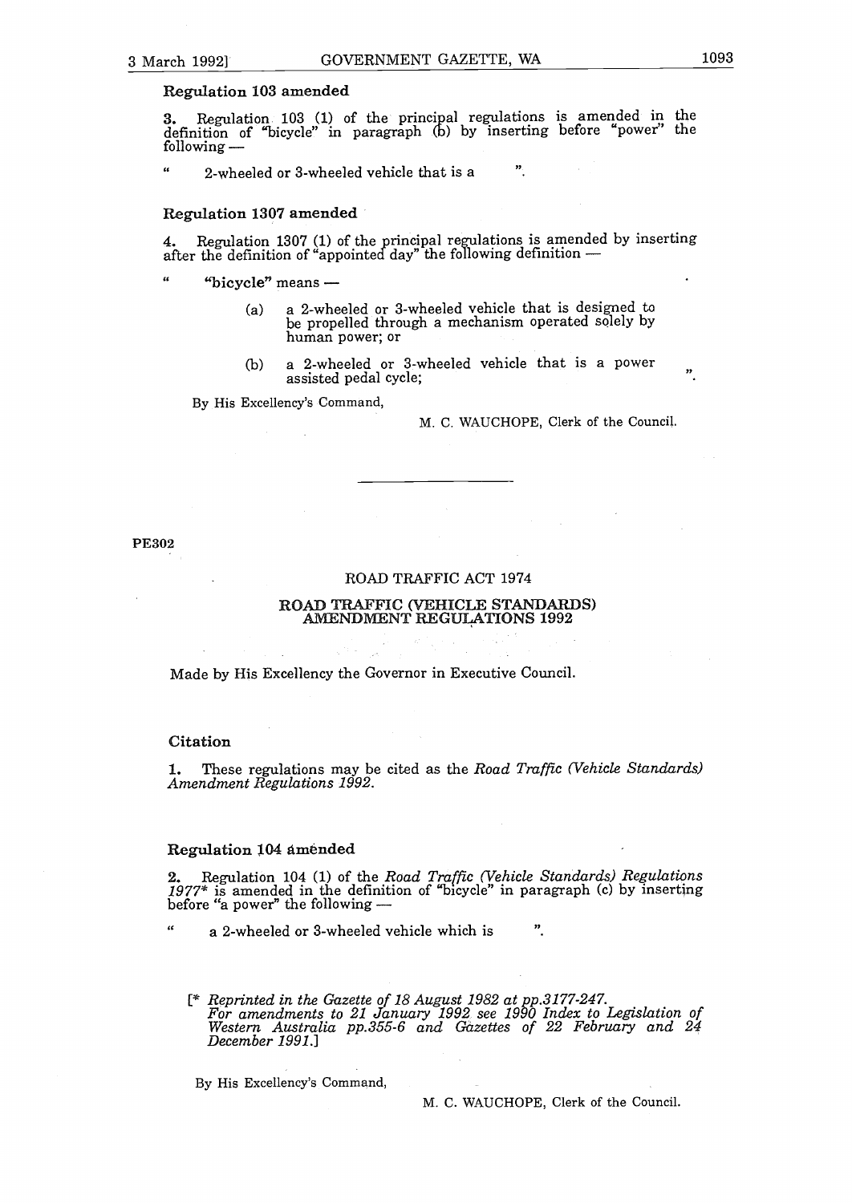### Regulation 103 amended

**3.** Regulation 103 (1) of the principal regulations is amended in the definition of "bicycle" in paragraph (b) by inserting before "power" the following —

" 2-wheeled or 3-wheeled vehicle that is a ".

### Regulation 1307 amended

**4.** Regulation 1307 (1) of the principal regulations is amended by inserting after the definition of "appointed day" the following definition —

" **"bicycle"** means —

(a) a 2-wheeled or 3-wheeled vehicle that is designed to be propelled through a mechanism operated solely by human power; or

(b) a 2-wheeled or 3-wheeled vehicle that is a power assisted pedal cycle; ".

By His Excellency's Command,

M. C. WAUCHOPE, Clerk of the Council.

---

**PE302**

ROAD TRAFFIC ACT 1974

## ROAD TRAFFIC (VEHICLE STANDARDS) AMENDMENT REGULATIONS 1992

Made by His Excellency the Governor in Executive Council.

### Citation

**1.** These regulations may be cited as the *Road Traffic (Vehicle Standards) Amendment Regulations 1992*.

### Regulation 104 amended

**2.** Regulation 104 (1) of the *Road Traffic (Vehicle Standards) Regulations 1977*\* is amended in the definition of "bicycle" in paragraph (c) by inserting before "a power" the following —

" a 2-wheeled or 3-wheeled vehicle which is ".

[\* *Reprinted in the Gazette of 18 August 1982 at pp.3177-247.*
*For amendments to 21 January 1992 see 1990 Index to Legislation of Western Australia pp.355-6 and Gazettes of 22 February and 24 December 1991.*]

By His Excellency's Command,

M. C. WAUCHOPE, Clerk of the Council.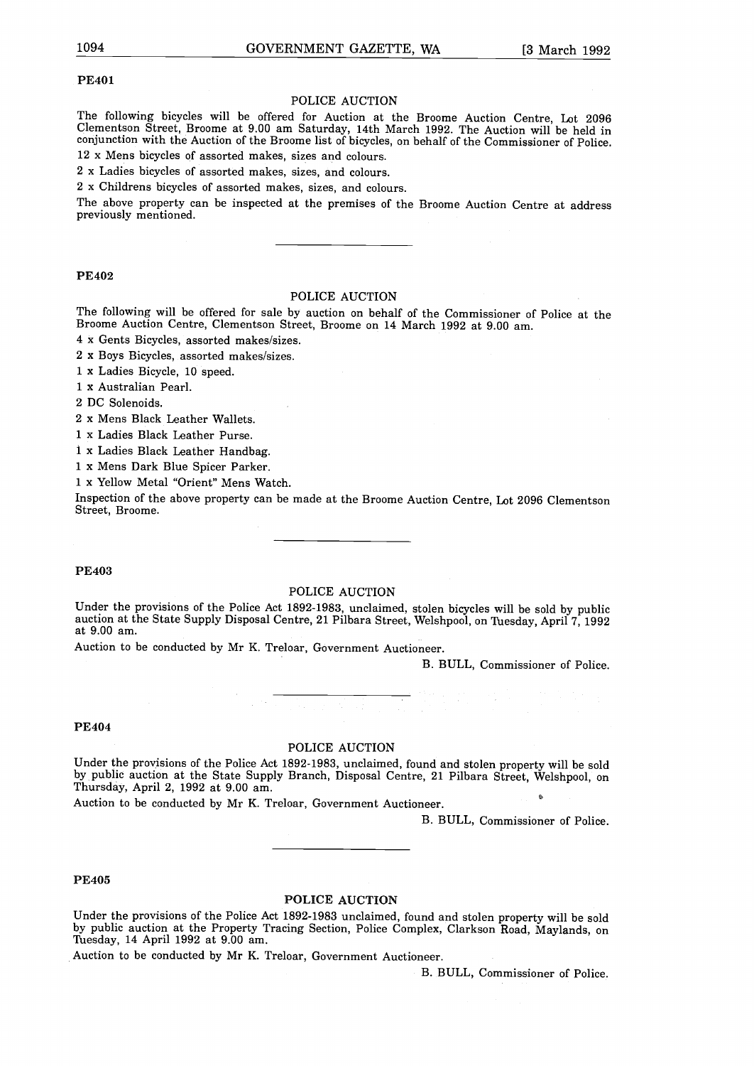**PE401**

## POLICE AUCTION

The following bicycles will be offered for Auction at the Broome Auction Centre, Lot 2096 Clementson Street, Broome at 9.00 am Saturday, 14th March 1992. The Auction will be held in conjunction with the Auction of the Broome list of bicycles, on behalf of the Commissioner of Police.

12 x Mens bicycles of assorted makes, sizes and colours.

2 x Ladies bicycles of assorted makes, sizes, and colours.

2 x Childrens bicycles of assorted makes, sizes, and colours.

The above property can be inspected at the premises of the Broome Auction Centre at address previously mentioned.

---

**PE402**

## POLICE AUCTION

The following will be offered for sale by auction on behalf of the Commissioner of Police at the Broome Auction Centre, Clementson Street, Broome on 14 March 1992 at 9.00 am.

4 x Gents Bicycles, assorted makes/sizes.

2 x Boys Bicycles, assorted makes/sizes.

1 x Ladies Bicycle, 10 speed.

1 x Australian Pearl.

2 DC Solenoids.

2 x Mens Black Leather Wallets.

1 x Ladies Black Leather Purse.

1 x Ladies Black Leather Handbag.

1 x Mens Dark Blue Spicer Parker.

1 x Yellow Metal "Orient" Mens Watch.

Inspection of the above property can be made at the Broome Auction Centre, Lot 2096 Clementson Street, Broome.

---

**PE403**

## POLICE AUCTION

Under the provisions of the Police Act 1892-1983, unclaimed, stolen bicycles will be sold by public auction at the State Supply Disposal Centre, 21 Pilbara Street, Welshpool, on Tuesday, April 7, 1992 at 9.00 am.

Auction to be conducted by Mr K. Treloar, Government Auctioneer.

B. BULL, Commissioner of Police.

---

**PE404**

## POLICE AUCTION

Under the provisions of the Police Act 1892-1983, unclaimed, found and stolen property will be sold by public auction at the State Supply Branch, Disposal Centre, 21 Pilbara Street, Welshpool, on Thursday, April 2, 1992 at 9.00 am.

Auction to be conducted by Mr K. Treloar, Government Auctioneer.

B. BULL, Commissioner of Police.

---

**PE405**

## POLICE AUCTION

Under the provisions of the Police Act 1892-1983 unclaimed, found and stolen property will be sold by public auction at the Property Tracing Section, Police Complex, Clarkson Road, Maylands, on Tuesday, 14 April 1992 at 9.00 am.

Auction to be conducted by Mr K. Treloar, Government Auctioneer.

B. BULL, Commissioner of Police.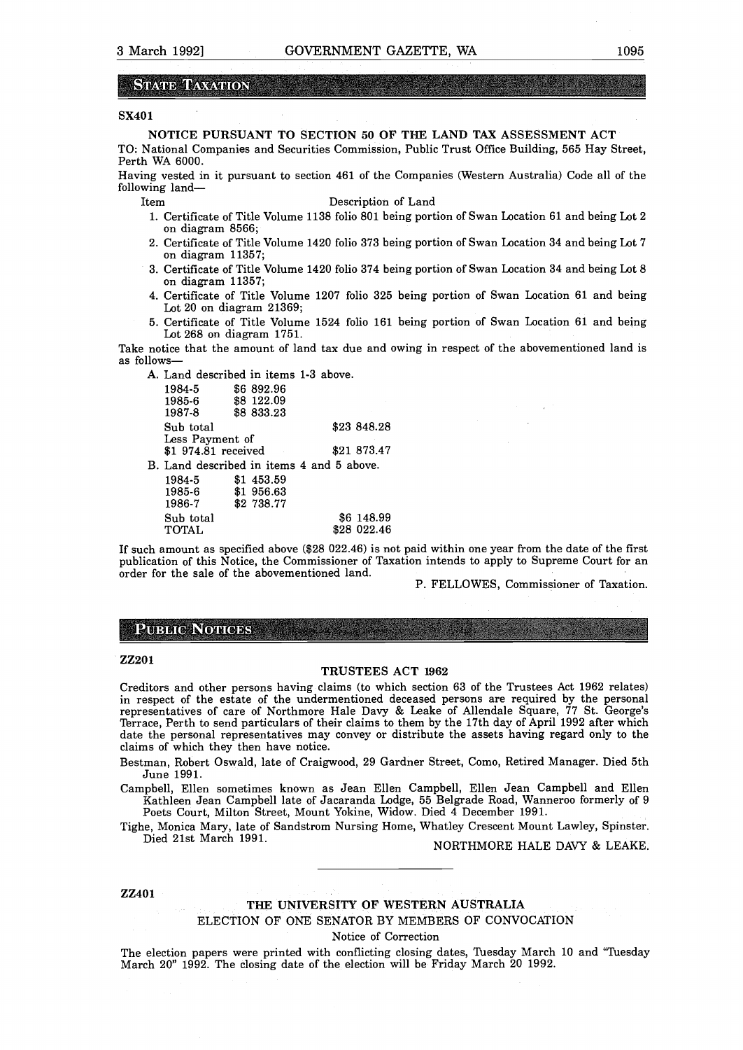## STATE TAXATION

**SX401**

**NOTICE PURSUANT TO SECTION 50 OF THE LAND TAX ASSESSMENT ACT**

TO: National Companies and Securities Commission, Public Trust Office Building, 565 Hay Street, Perth WA 6000.

Having vested in it pursuant to section 461 of the Companies (Western Australia) Code all of the following land—

| Item | Description of Land |
|---|---|
| 1. | Certificate of Title Volume 1138 folio 801 being portion of Swan Location 61 and being Lot 2 on diagram 8566; |
| 2. | Certificate of Title Volume 1420 folio 373 being portion of Swan Location 34 and being Lot 7 on diagram 11357; |
| 3. | Certificate of Title Volume 1420 folio 374 being portion of Swan Location 34 and being Lot 8 on diagram 11357; |
| 4. | Certificate of Title Volume 1207 folio 325 being portion of Swan Location 61 and being Lot 20 on diagram 21369; |
| 5. | Certificate of Title Volume 1524 folio 161 being portion of Swan Location 61 and being Lot 268 on diagram 1751. |

Take notice that the amount of land tax due and owing in respect of the abovementioned land is as follows—

A. Land described in items 1-3 above.

| | | |
|---|---|---|
| 1984-5 | $6 892.96 | |
| 1985-6 | $8 122.09 | |
| 1987-8 | $8 833.23 | |
| Sub total | | $23 848.28 |
| Less Payment of $1 974.81 received | | $21 873.47 |

B. Land described in items 4 and 5 above.

| | | |
|---|---|---|
| 1984-5 | $1 453.59 | |
| 1985-6 | $1 956.63 | |
| 1986-7 | $2 738.77 | |
| Sub total | | $6 148.99 |
| TOTAL | | $28 022.46 |

If such amount as specified above ($28 022.46) is not paid within one year from the date of the first publication of this Notice, the Commissioner of Taxation intends to apply to Supreme Court for an order for the sale of the abovementioned land.

P. FELLOWES, Commissioner of Taxation.

## PUBLIC NOTICES

**ZZ201**

**TRUSTEES ACT 1962**

Creditors and other persons having claims (to which section 63 of the Trustees Act 1962 relates) in respect of the estate of the undermentioned deceased persons are required by the personal representatives of care of Northmore Hale Davy & Leake of Allendale Square, 77 St. George's Terrace, Perth to send particulars of their claims to them by the 17th day of April 1992 after which date the personal representatives may convey or distribute the assets having regard only to the claims of which they then have notice.

Bestman, Robert Oswald, late of Craigwood, 29 Gardner Street, Como, Retired Manager. Died 5th June 1991.

Campbell, Ellen sometimes known as Jean Ellen Campbell, Ellen Jean Campbell and Ellen Kathleen Jean Campbell late of Jacaranda Lodge, 55 Belgrade Road, Wanneroo formerly of 9 Poets Court, Milton Street, Mount Yokine, Widow. Died 4 December 1991.

Tighe, Monica Mary, late of Sandstrom Nursing Home, Whatley Crescent Mount Lawley, Spinster. Died 21st March 1991.

NORTHMORE HALE DAVY & LEAKE.

---

**ZZ401**

**THE UNIVERSITY OF WESTERN AUSTRALIA**

ELECTION OF ONE SENATOR BY MEMBERS OF CONVOCATION

Notice of Correction

The election papers were printed with conflicting closing dates, Tuesday March 10 and "Tuesday March 20" 1992. The closing date of the election will be Friday March 20 1992.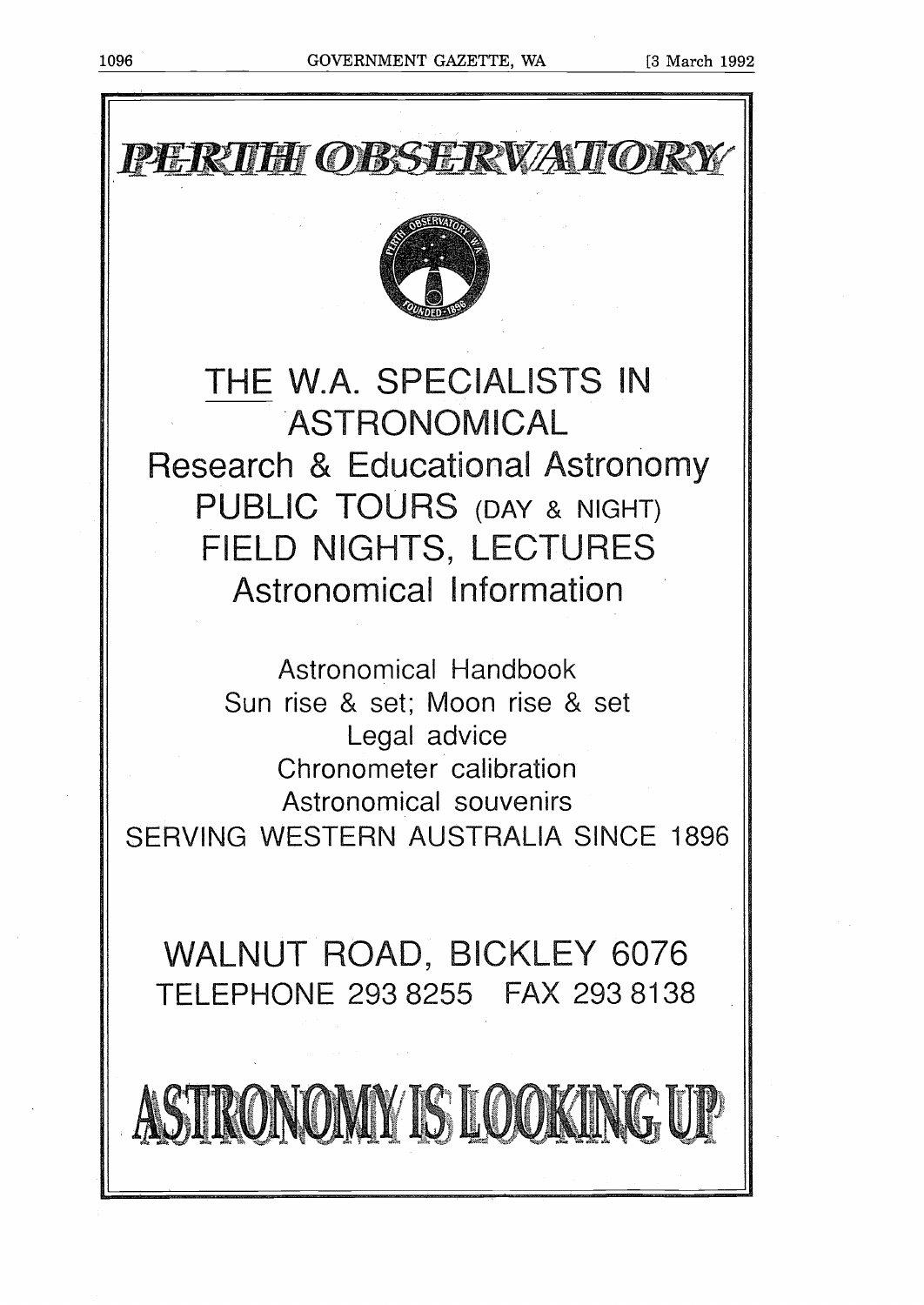# PERTH OBSERVATORY

## THE W.A. SPECIALISTS IN ASTRONOMICAL

## Research & Educational Astronomy

## PUBLIC TOURS (DAY & NIGHT)

## FIELD NIGHTS, LECTURES

## Astronomical Information

Astronomical Handbook

Sun rise & set; Moon rise & set

Legal advice

Chronometer calibration

Astronomical souvenirs

SERVING WESTERN AUSTRALIA SINCE 1896

## WALNUT ROAD, BICKLEY 6076

TELEPHONE 293 8255 FAX 293 8138

# ASTRONOMY IS LOOKING UP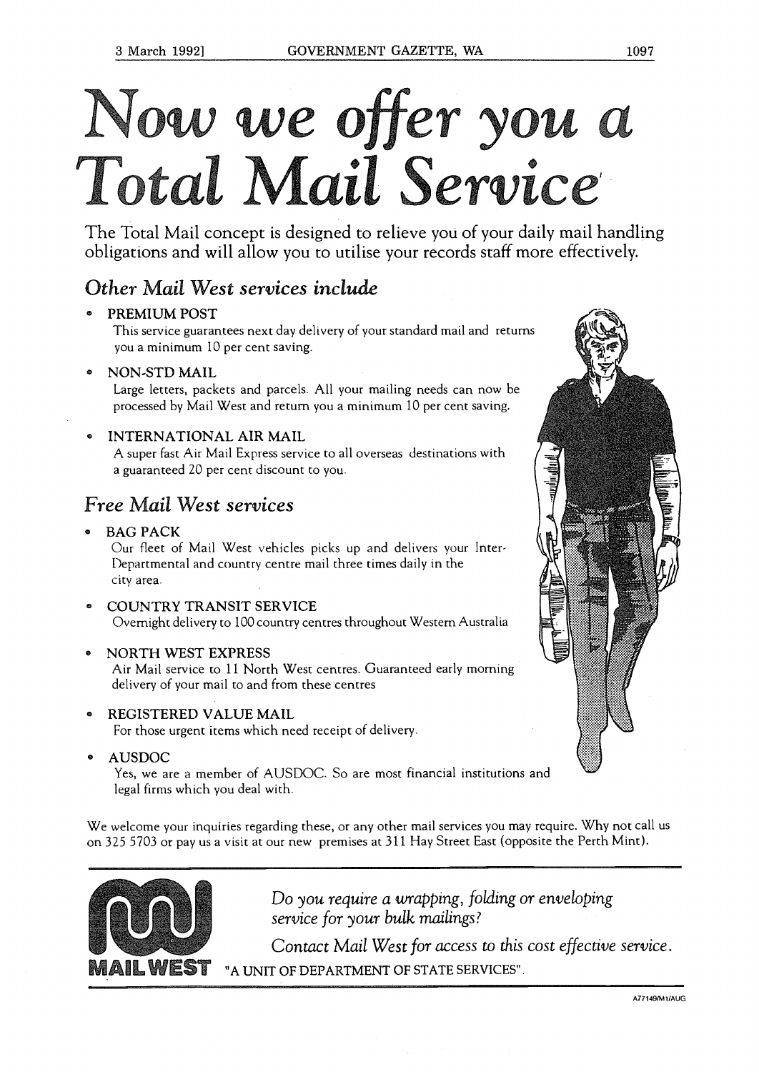# *Now we offer you a Total Mail Service*

The Total Mail concept is designed to relieve you of your daily mail handling obligations and will allow you to utilise your records staff more effectively.

## *Other Mail West services include*

- PREMIUM POST
  This service guarantees next day delivery of your standard mail and returns you a minimum 10 per cent saving.
- NON-STD MAIL
  Large letters, packets and parcels. All your mailing needs can now be processed by Mail West and return you a minimum 10 per cent saving.
- INTERNATIONAL AIR MAIL
  A super fast Air Mail Express service to all overseas destinations with a guaranteed 20 per cent discount to you.

## *Free Mail West services*

- BAG PACK
  Our fleet of Mail West vehicles picks up and delivers your Inter-Departmental and country centre mail three times daily in the city area.
- COUNTRY TRANSIT SERVICE
  Overnight delivery to 100 country centres throughout Western Australia
- NORTH WEST EXPRESS
  Air Mail service to 11 North West centres. Guaranteed early morning delivery of your mail to and from these centres
- REGISTERED VALUE MAIL
  For those urgent items which need receipt of delivery.
- AUSDOC
  Yes, we are a member of AUSDOC. So are most financial institutions and legal firms which you deal with.

We welcome your inquiries regarding these, or any other mail services you may require. Why not call us on 325 5703 or pay us a visit at our new premises at 311 Hay Street East (opposite the Perth Mint).

MAIL WEST

*Do you require a wrapping, folding or enveloping service for your bulk mailings?*

*Contact Mail West for access to this cost effective service.*

"A UNIT OF DEPARTMENT OF STATE SERVICES".

A77149/M1/AUG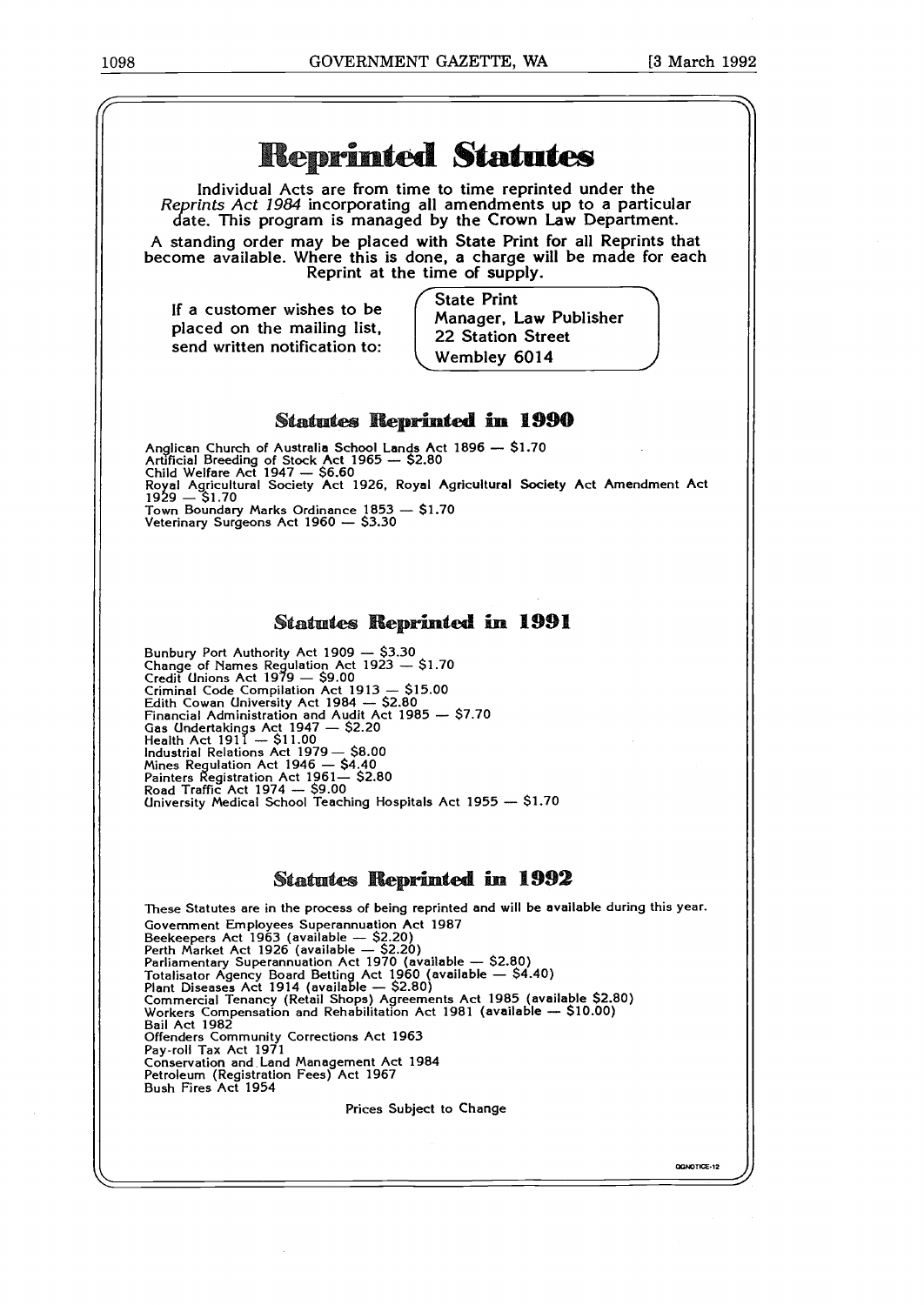# Reprinted Statutes

Individual Acts are from time to time reprinted under the *Reprints Act 1984* incorporating all amendments up to a particular date. This program is managed by the Crown Law Department.

A standing order may be placed with State Print for all Reprints that become available. Where this is done, a charge will be made for each Reprint at the time of supply.

If a customer wishes to be placed on the mailing list, send written notification to:

State Print
Manager, Law Publisher
22 Station Street
Wembley 6014

## Statutes Reprinted in 1990

Anglican Church of Australia School Lands Act 1896 — $1.70
Artificial Breeding of Stock Act 1965 — $2.80
Child Welfare Act 1947 — $6.60
Royal Agricultural Society Act 1926, Royal Agricultural Society Act Amendment Act 1929 — $1.70
Town Boundary Marks Ordinance 1853 — $1.70
Veterinary Surgeons Act 1960 — $3.30

## Statutes Reprinted in 1991

Bunbury Port Authority Act 1909 — $3.30
Change of Names Regulation Act 1923 — $1.70
Credit Unions Act 1979 — $9.00
Criminal Code Compilation Act 1913 — $15.00
Edith Cowan University Act 1984 — $2.80
Financial Administration and Audit Act 1985 — $7.70
Gas Undertakings Act 1947 — $2.20
Health Act 1911 — $11.00
Industrial Relations Act 1979 — $8.00
Mines Regulation Act 1946 — $4.40
Painters Registration Act 1961— $2.80
Road Traffic Act 1974 — $9.00
University Medical School Teaching Hospitals Act 1955 — $1.70

## Statutes Reprinted in 1992

These Statutes are in the process of being reprinted and will be available during this year.

Government Employees Superannuation Act 1987
Beekeepers Act 1963 (available — $2.20)
Perth Market Act 1926 (available — $2.20)
Parliamentary Superannuation Act 1970 (available — $2.80)
Totalisator Agency Board Betting Act 1960 (available — $4.40)
Plant Diseases Act 1914 (available — $2.80)
Commercial Tenancy (Retail Shops) Agreements Act 1985 (available $2.80)
Workers Compensation and Rehabilitation Act 1981 (available — $10.00)
Bail Act 1982
Offenders Community Corrections Act 1963
Pay-roll Tax Act 1971
Conservation and Land Management Act 1984
Petroleum (Registration Fees) Act 1967
Bush Fires Act 1954

Prices Subject to Change

GGNOTICE-12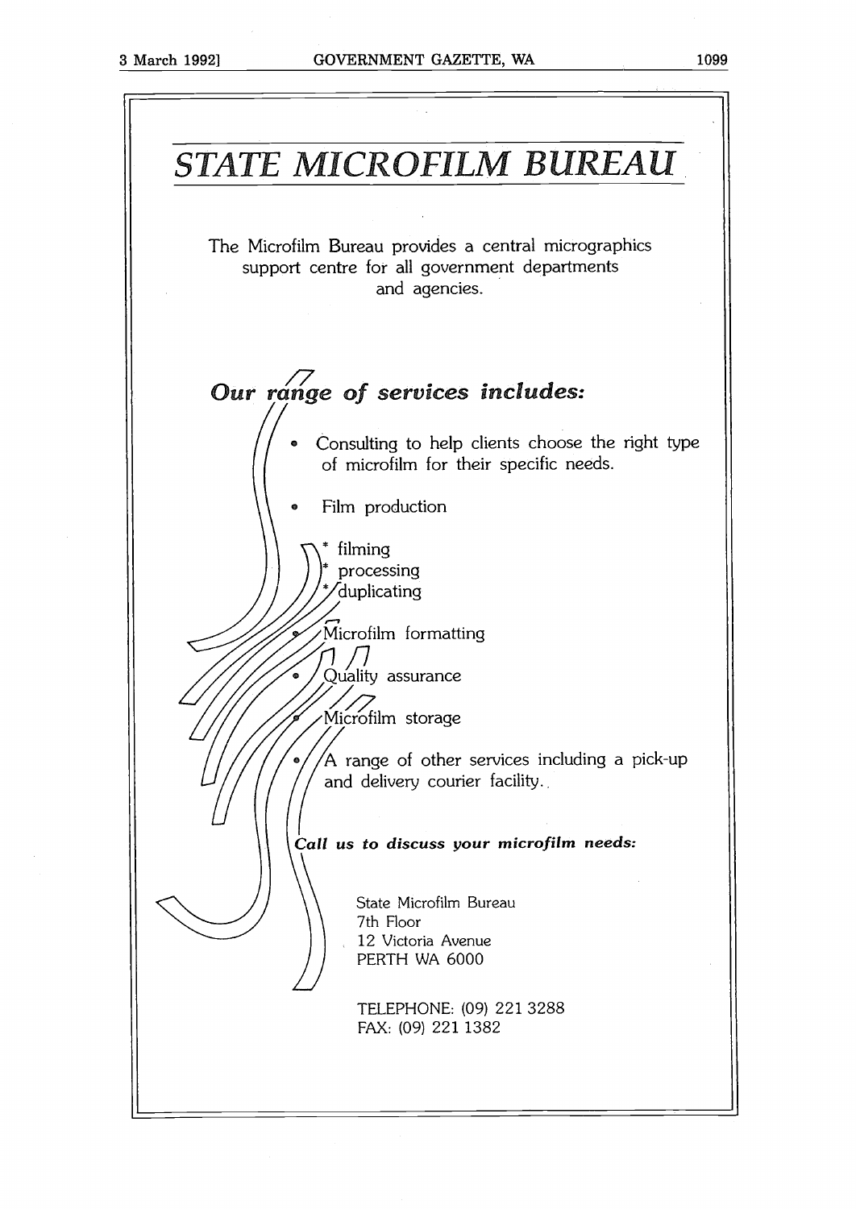# *STATE MICROFILM BUREAU*

The Microfilm Bureau provides a central micrographics support centre for all government departments and agencies.

## ***Our range of services includes:***

- Consulting to help clients choose the right type of microfilm for their specific needs.
- Film production
  - * filming
  - * processing
  - * duplicating
- Microfilm formatting
- Quality assurance
- Microfilm storage
- A range of other services including a pick-up and delivery courier facility.

***Call us to discuss your microfilm needs:***

State Microfilm Bureau  
7th Floor  
12 Victoria Avenue  
PERTH WA 6000

TELEPHONE: (09) 221 3288  
FAX: (09) 221 1382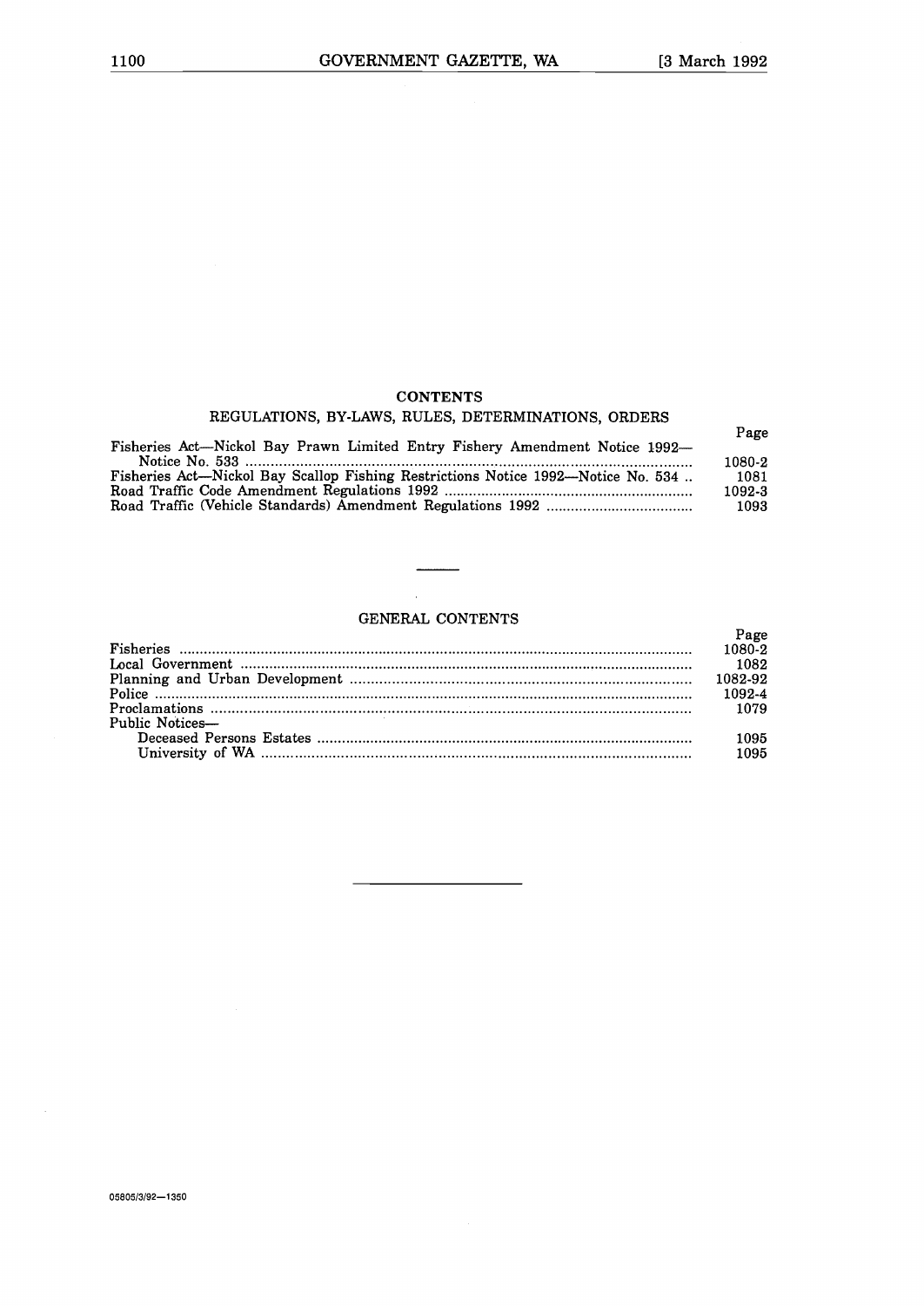## CONTENTS

### REGULATIONS, BY-LAWS, RULES, DETERMINATIONS, ORDERS

| | Page |
|---|---|
| Fisheries Act—Nickol Bay Prawn Limited Entry Fishery Amendment Notice 1992—Notice No. 533 | 1080-2 |
| Fisheries Act—Nickol Bay Scallop Fishing Restrictions Notice 1992—Notice No. 534 | 1081 |
| Road Traffic Code Amendment Regulations 1992 | 1092-3 |
| Road Traffic (Vehicle Standards) Amendment Regulations 1992 | 1093 |

---

## GENERAL CONTENTS

| | Page |
|---|---|
| Fisheries | 1080-2 |
| Local Government | 1082 |
| Planning and Urban Development | 1082-92 |
| Police | 1092-4 |
| Proclamations | 1079 |
| Public Notices— | |
| Deceased Persons Estates | 1095 |
| University of WA | 1095 |

---

05805/3/92—1350